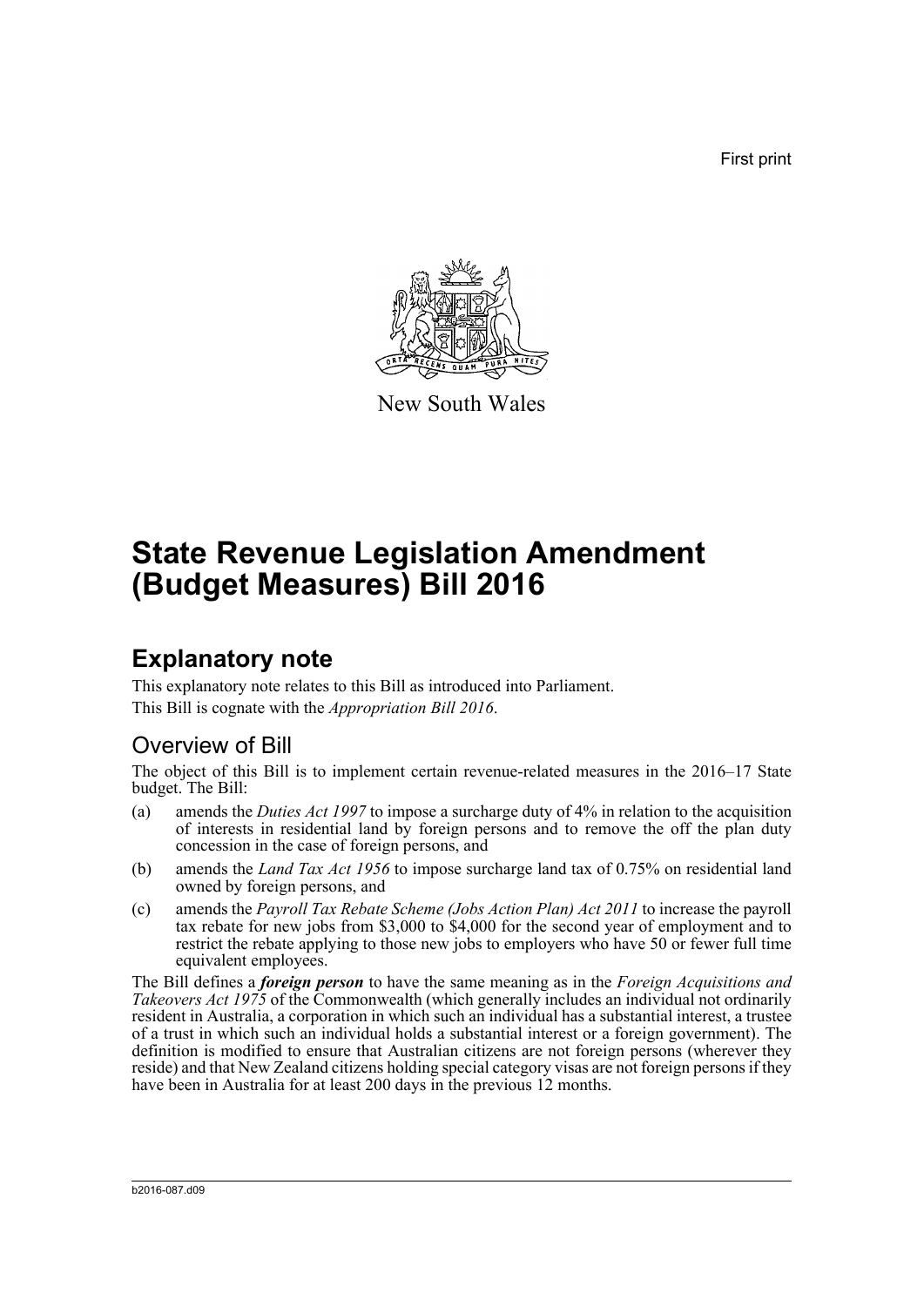First print

New South Wales

# State Revenue Legislation Amendment (Budget Measures) Bill 2016

## Explanatory note

This explanatory note relates to this Bill as introduced into Parliament.

This Bill is cognate with the *Appropriation Bill 2016*.

### Overview of Bill

The object of this Bill is to implement certain revenue-related measures in the 2016–17 State budget. The Bill:

(a) amends the *Duties Act 1997* to impose a surcharge duty of 4% in relation to the acquisition of interests in residential land by foreign persons and to remove the off the plan duty concession in the case of foreign persons, and

(b) amends the *Land Tax Act 1956* to impose surcharge land tax of 0.75% on residential land owned by foreign persons, and

(c) amends the *Payroll Tax Rebate Scheme (Jobs Action Plan) Act 2011* to increase the payroll tax rebate for new jobs from $3,000 to $4,000 for the second year of employment and to restrict the rebate applying to those new jobs to employers who have 50 or fewer full time equivalent employees.

The Bill defines a ***foreign person*** to have the same meaning as in the *Foreign Acquisitions and Takeovers Act 1975* of the Commonwealth (which generally includes an individual not ordinarily resident in Australia, a corporation in which such an individual has a substantial interest, a trustee of a trust in which such an individual holds a substantial interest or a foreign government). The definition is modified to ensure that Australian citizens are not foreign persons (wherever they reside) and that New Zealand citizens holding special category visas are not foreign persons if they have been in Australia for at least 200 days in the previous 12 months.

b2016-087.d09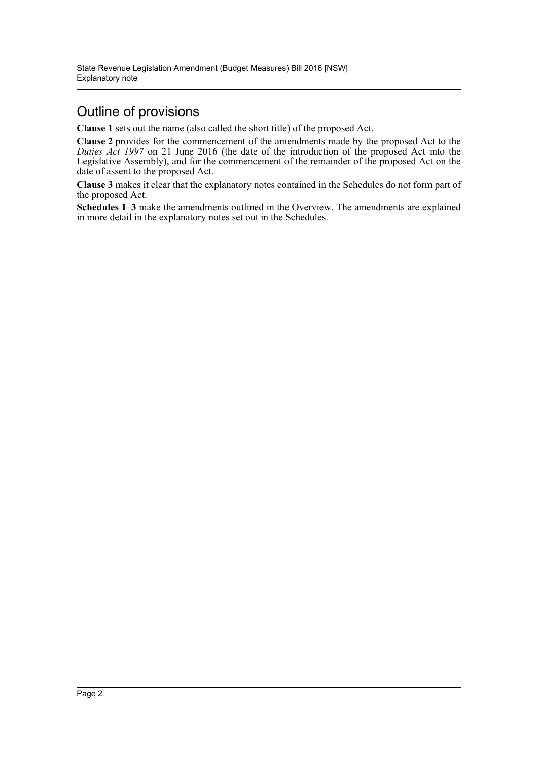## Outline of provisions

**Clause 1** sets out the name (also called the short title) of the proposed Act.

**Clause 2** provides for the commencement of the amendments made by the proposed Act to the *Duties Act 1997* on 21 June 2016 (the date of the introduction of the proposed Act into the Legislative Assembly), and for the commencement of the remainder of the proposed Act on the date of assent to the proposed Act.

**Clause 3** makes it clear that the explanatory notes contained in the Schedules do not form part of the proposed Act.

**Schedules 1–3** make the amendments outlined in the Overview. The amendments are explained in more detail in the explanatory notes set out in the Schedules.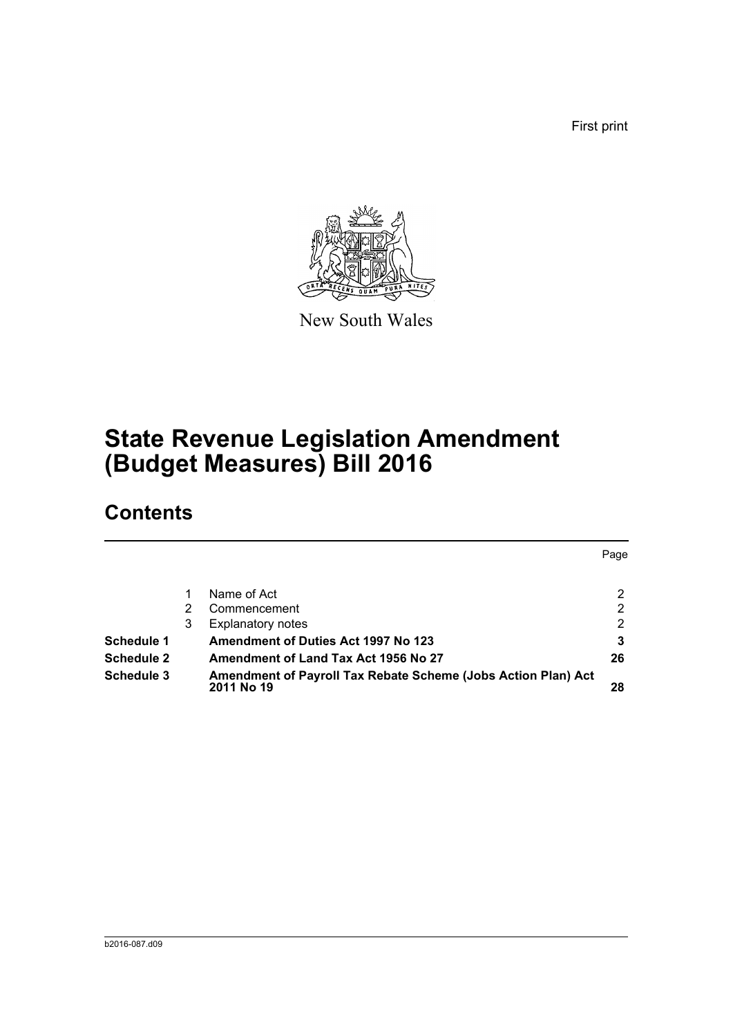First print

New South Wales

# State Revenue Legislation Amendment (Budget Measures) Bill 2016

## Contents

| | | | Page |
|---|---|---|---|
| | 1 | Name of Act | 2 |
| | 2 | Commencement | 2 |
| | 3 | Explanatory notes | 2 |
| **Schedule 1** | | **Amendment of Duties Act 1997 No 123** | **3** |
| **Schedule 2** | | **Amendment of Land Tax Act 1956 No 27** | **26** |
| **Schedule 3** | | **Amendment of Payroll Tax Rebate Scheme (Jobs Action Plan) Act 2011 No 19** | **28** |

b2016-087.d09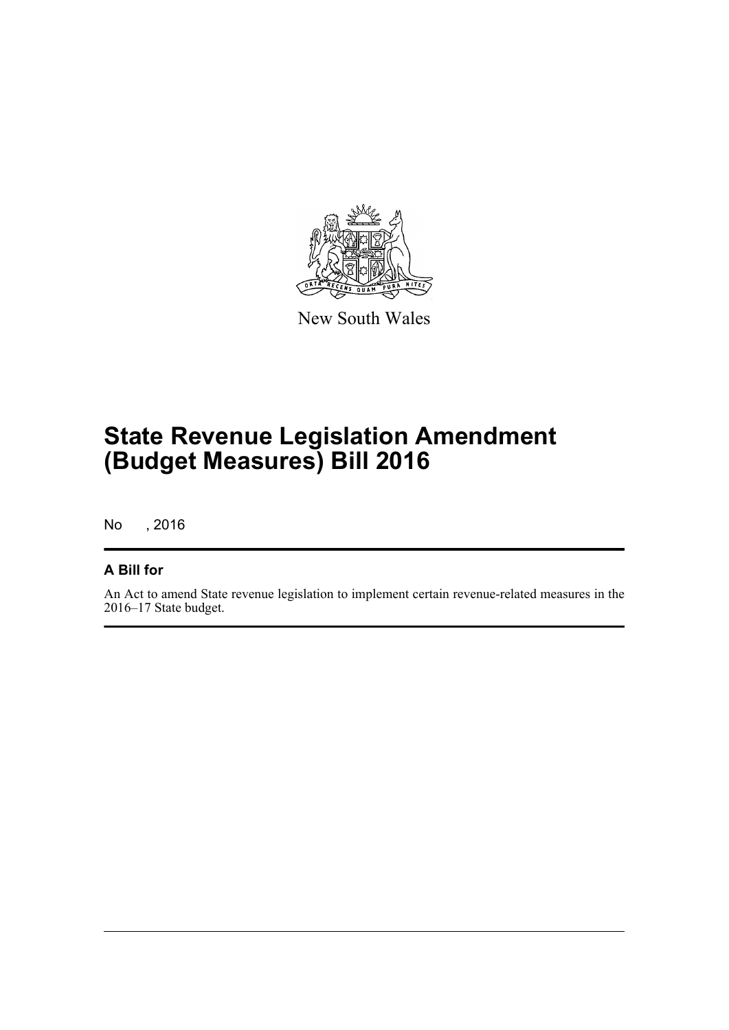New South Wales

# State Revenue Legislation Amendment (Budget Measures) Bill 2016

No , 2016

## A Bill for

An Act to amend State revenue legislation to implement certain revenue-related measures in the 2016–17 State budget.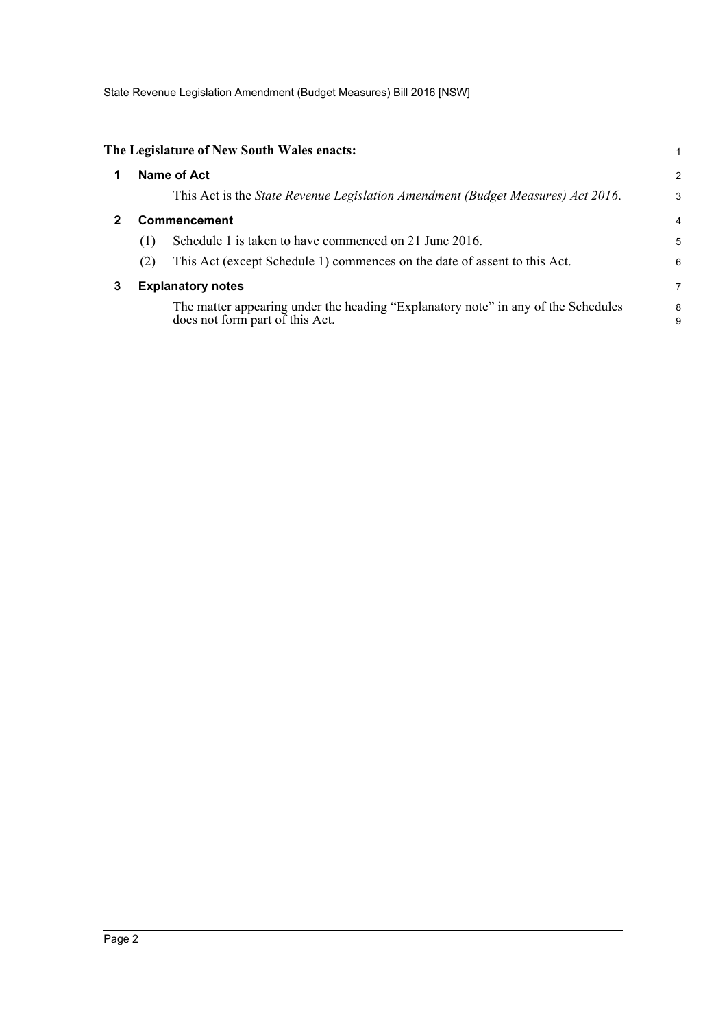**The Legislature of New South Wales enacts:**

## 1 Name of Act

This Act is the *State Revenue Legislation Amendment (Budget Measures) Act 2016*.

## 2 Commencement

(1) Schedule 1 is taken to have commenced on 21 June 2016.

(2) This Act (except Schedule 1) commences on the date of assent to this Act.

## 3 Explanatory notes

The matter appearing under the heading "Explanatory note" in any of the Schedules does not form part of this Act.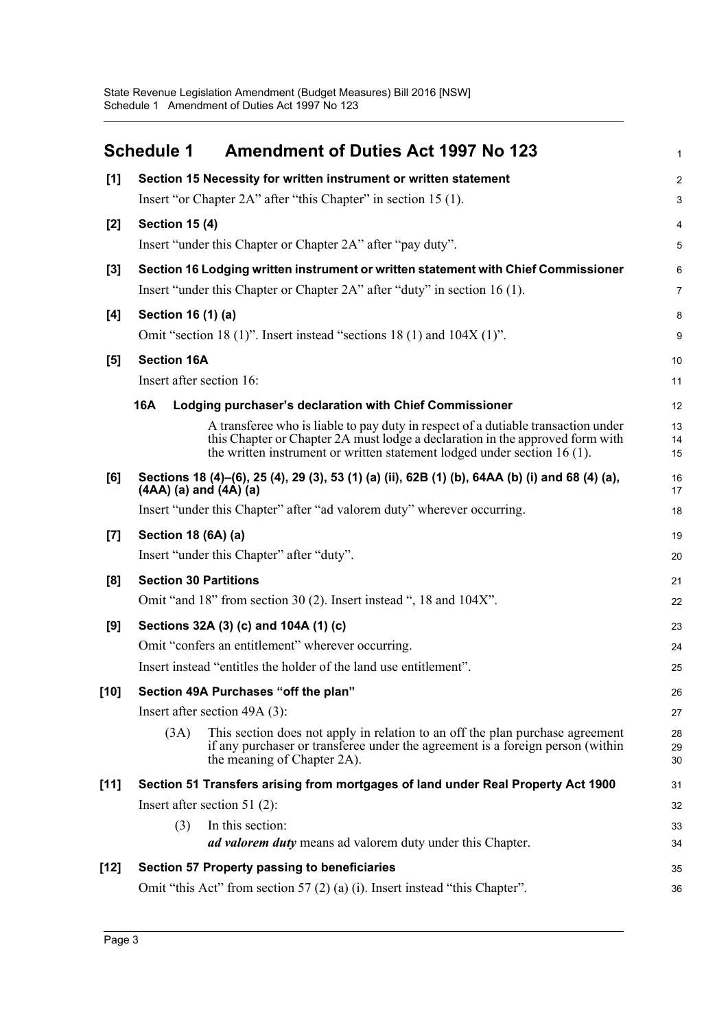## Schedule 1 Amendment of Duties Act 1997 No 123

**[1] Section 15 Necessity for written instrument or written statement**

Insert "or Chapter 2A" after "this Chapter" in section 15 (1).

**[2] Section 15 (4)**

Insert "under this Chapter or Chapter 2A" after "pay duty".

**[3] Section 16 Lodging written instrument or written statement with Chief Commissioner**

Insert "under this Chapter or Chapter 2A" after "duty" in section 16 (1).

**[4] Section 16 (1) (a)**

Omit "section 18 (1)". Insert instead "sections 18 (1) and 104X (1)".

**[5] Section 16A**

Insert after section 16:

**16A Lodging purchaser's declaration with Chief Commissioner**

A transferee who is liable to pay duty in respect of a dutiable transaction under this Chapter or Chapter 2A must lodge a declaration in the approved form with the written instrument or written statement lodged under section 16 (1).

**[6] Sections 18 (4)–(6), 25 (4), 29 (3), 53 (1) (a) (ii), 62B (1) (b), 64AA (b) (i) and 68 (4) (a), (4AA) (a) and (4A) (a)**

Insert "under this Chapter" after "ad valorem duty" wherever occurring.

**[7] Section 18 (6A) (a)**

Insert "under this Chapter" after "duty".

**[8] Section 30 Partitions**

Omit "and 18" from section 30 (2). Insert instead ", 18 and 104X".

**[9] Sections 32A (3) (c) and 104A (1) (c)**

Omit "confers an entitlement" wherever occurring.

Insert instead "entitles the holder of the land use entitlement".

**[10] Section 49A Purchases "off the plan"**

Insert after section 49A (3):

(3A) This section does not apply in relation to an off the plan purchase agreement if any purchaser or transferee under the agreement is a foreign person (within the meaning of Chapter 2A).

**[11] Section 51 Transfers arising from mortgages of land under Real Property Act 1900**

Insert after section 51 (2):

(3) In this section:

***ad valorem duty*** means ad valorem duty under this Chapter.

**[12] Section 57 Property passing to beneficiaries**

Omit "this Act" from section 57 (2) (a) (i). Insert instead "this Chapter".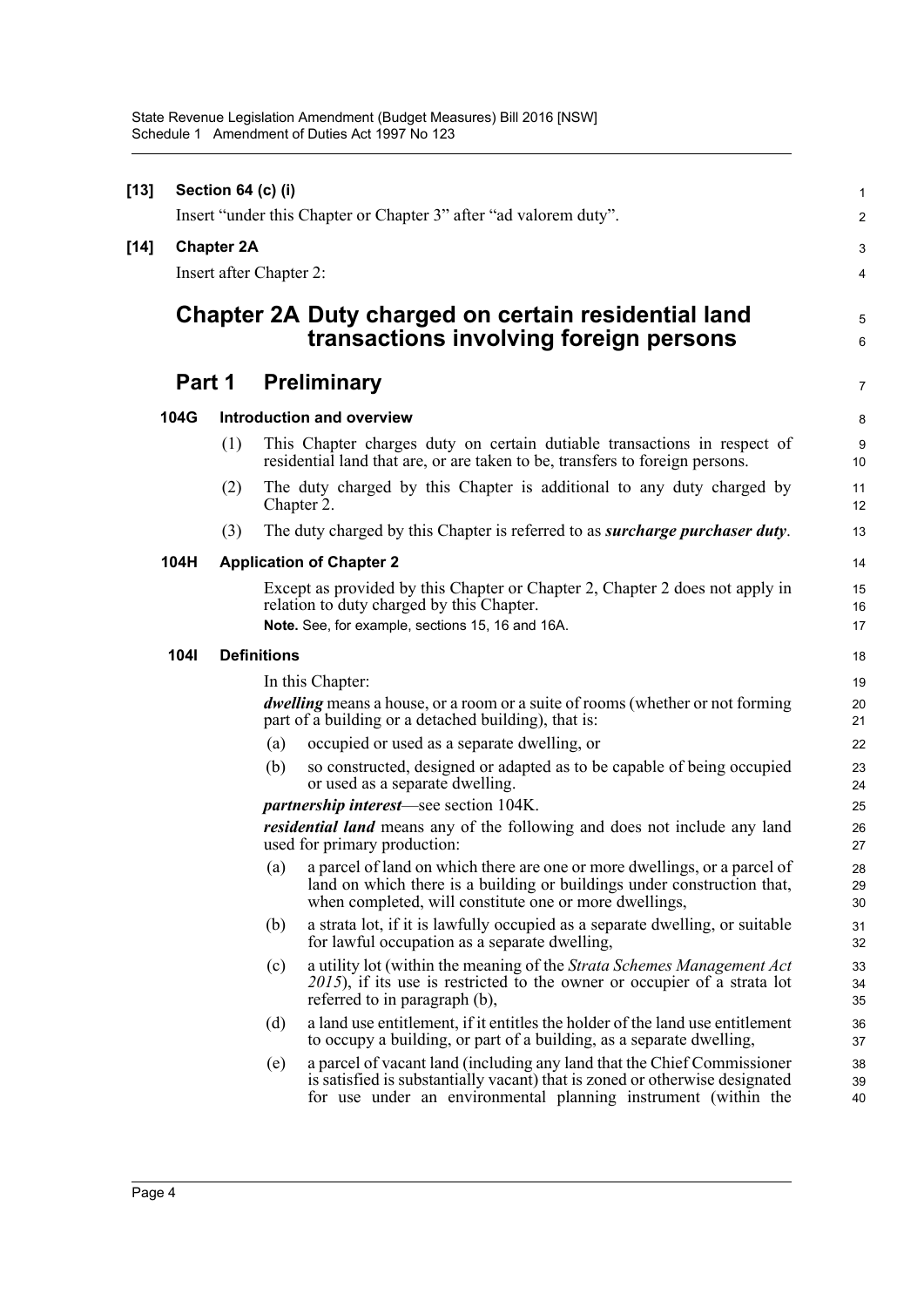**[13] Section 64 (c) (i)**

Insert "under this Chapter or Chapter 3" after "ad valorem duty".

**[14] Chapter 2A**

Insert after Chapter 2:

# Chapter 2A Duty charged on certain residential land transactions involving foreign persons

## Part 1 Preliminary

### 104G Introduction and overview

(1) This Chapter charges duty on certain dutiable transactions in respect of residential land that are, or are taken to be, transfers to foreign persons.

(2) The duty charged by this Chapter is additional to any duty charged by Chapter 2.

(3) The duty charged by this Chapter is referred to as ***surcharge purchaser duty***.

### 104H Application of Chapter 2

Except as provided by this Chapter or Chapter 2, Chapter 2 does not apply in relation to duty charged by this Chapter.

**Note.** See, for example, sections 15, 16 and 16A.

### 104I Definitions

In this Chapter:

***dwelling*** means a house, or a room or a suite of rooms (whether or not forming part of a building or a detached building), that is:

(a) occupied or used as a separate dwelling, or

(b) so constructed, designed or adapted as to be capable of being occupied or used as a separate dwelling.

***partnership interest***—see section 104K.

***residential land*** means any of the following and does not include any land used for primary production:

(a) a parcel of land on which there are one or more dwellings, or a parcel of land on which there is a building or buildings under construction that, when completed, will constitute one or more dwellings,

(b) a strata lot, if it is lawfully occupied as a separate dwelling, or suitable for lawful occupation as a separate dwelling,

(c) a utility lot (within the meaning of the *Strata Schemes Management Act 2015*), if its use is restricted to the owner or occupier of a strata lot referred to in paragraph (b),

(d) a land use entitlement, if it entitles the holder of the land use entitlement to occupy a building, or part of a building, as a separate dwelling,

(e) a parcel of vacant land (including any land that the Chief Commissioner is satisfied is substantially vacant) that is zoned or otherwise designated for use under an environmental planning instrument (within the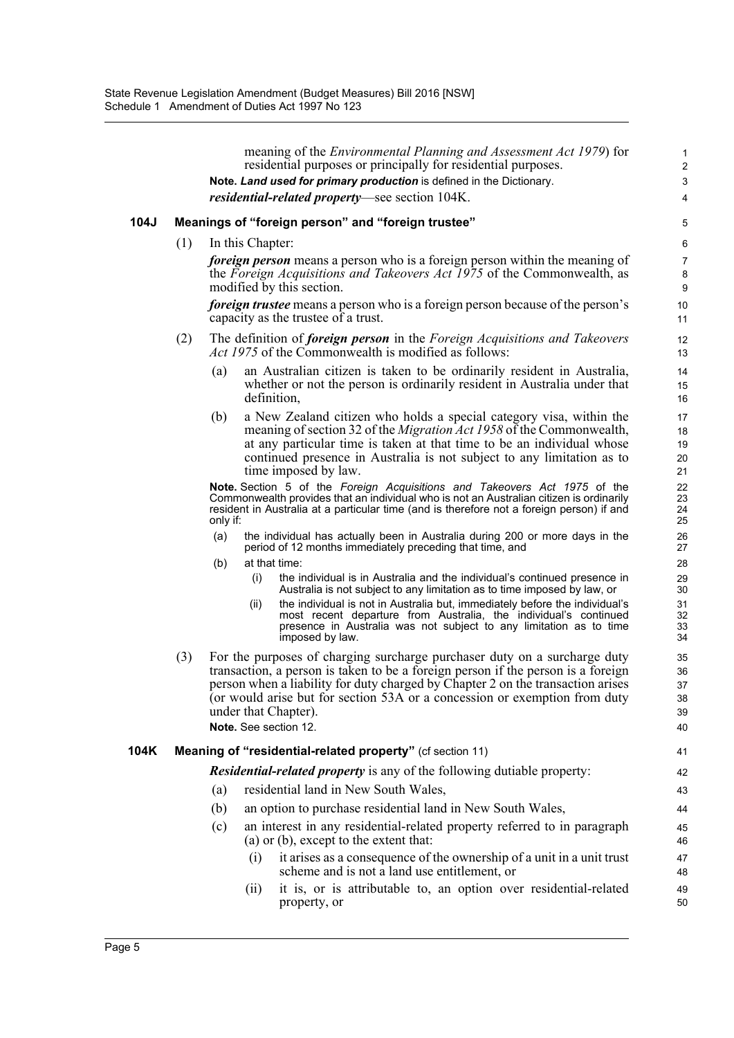meaning of the *Environmental Planning and Assessment Act 1979*) for residential purposes or principally for residential purposes.

**Note.** ***Land used for primary production*** is defined in the Dictionary.

***residential-related property***—see section 104K.

### 104J Meanings of "foreign person" and "foreign trustee"

(1) In this Chapter:

***foreign person*** means a person who is a foreign person within the meaning of the *Foreign Acquisitions and Takeovers Act 1975* of the Commonwealth, as modified by this section.

***foreign trustee*** means a person who is a foreign person because of the person's capacity as the trustee of a trust.

(2) The definition of ***foreign person*** in the *Foreign Acquisitions and Takeovers Act 1975* of the Commonwealth is modified as follows:

- (a) an Australian citizen is taken to be ordinarily resident in Australia, whether or not the person is ordinarily resident in Australia under that definition,
- (b) a New Zealand citizen who holds a special category visa, within the meaning of section 32 of the *Migration Act 1958* of the Commonwealth, at any particular time is taken at that time to be an individual whose continued presence in Australia is not subject to any limitation as to time imposed by law.

**Note.** Section 5 of the *Foreign Acquisitions and Takeovers Act 1975* of the Commonwealth provides that an individual who is not an Australian citizen is ordinarily resident in Australia at a particular time (and is therefore not a foreign person) if and only if:

- (a) the individual has actually been in Australia during 200 or more days in the period of 12 months immediately preceding that time, and
- (b) at that time:
  - (i) the individual is in Australia and the individual's continued presence in Australia is not subject to any limitation as to time imposed by law, or
  - (ii) the individual is not in Australia but, immediately before the individual's most recent departure from Australia, the individual's continued presence in Australia was not subject to any limitation as to time imposed by law.

(3) For the purposes of charging surcharge purchaser duty on a surcharge duty transaction, a person is taken to be a foreign person if the person is a foreign person when a liability for duty charged by Chapter 2 on the transaction arises (or would arise but for section 53A or a concession or exemption from duty under that Chapter).

**Note.** See section 12.

### 104K Meaning of "residential-related property" (cf section 11)

***Residential-related property*** is any of the following dutiable property:

- (a) residential land in New South Wales,
- (b) an option to purchase residential land in New South Wales,
- (c) an interest in any residential-related property referred to in paragraph (a) or (b), except to the extent that:
  - (i) it arises as a consequence of the ownership of a unit in a unit trust scheme and is not a land use entitlement, or
  - (ii) it is, or is attributable to, an option over residential-related property, or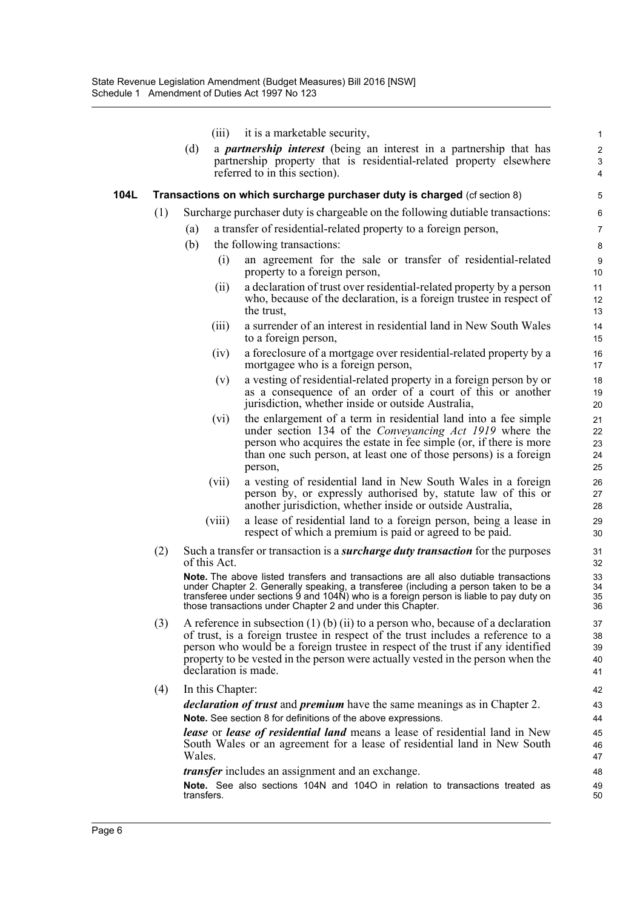(iii) it is a marketable security,

(d) a ***partnership interest*** (being an interest in a partnership that has partnership property that is residential-related property elsewhere referred to in this section).

### 104L Transactions on which surcharge purchaser duty is charged (cf section 8)

(1) Surcharge purchaser duty is chargeable on the following dutiable transactions:

(a) a transfer of residential-related property to a foreign person,

(b) the following transactions:

(i) an agreement for the sale or transfer of residential-related property to a foreign person,

(ii) a declaration of trust over residential-related property by a person who, because of the declaration, is a foreign trustee in respect of the trust,

(iii) a surrender of an interest in residential land in New South Wales to a foreign person,

(iv) a foreclosure of a mortgage over residential-related property by a mortgagee who is a foreign person,

(v) a vesting of residential-related property in a foreign person by or as a consequence of an order of a court of this or another jurisdiction, whether inside or outside Australia,

(vi) the enlargement of a term in residential land into a fee simple under section 134 of the *Conveyancing Act 1919* where the person who acquires the estate in fee simple (or, if there is more than one such person, at least one of those persons) is a foreign person,

(vii) a vesting of residential land in New South Wales in a foreign person by, or expressly authorised by, statute law of this or another jurisdiction, whether inside or outside Australia,

(viii) a lease of residential land to a foreign person, being a lease in respect of which a premium is paid or agreed to be paid.

(2) Such a transfer or transaction is a ***surcharge duty transaction*** for the purposes of this Act.

**Note.** The above listed transfers and transactions are all also dutiable transactions under Chapter 2. Generally speaking, a transferee (including a person taken to be a transferee under sections 9 and 104N) who is a foreign person is liable to pay duty on those transactions under Chapter 2 and under this Chapter.

(3) A reference in subsection (1) (b) (ii) to a person who, because of a declaration of trust, is a foreign trustee in respect of the trust includes a reference to a person who would be a foreign trustee in respect of the trust if any identified property to be vested in the person were actually vested in the person when the declaration is made.

(4) In this Chapter:

***declaration of trust*** and ***premium*** have the same meanings as in Chapter 2.

**Note.** See section 8 for definitions of the above expressions.

***lease*** or ***lease of residential land*** means a lease of residential land in New South Wales or an agreement for a lease of residential land in New South Wales.

***transfer*** includes an assignment and an exchange.

**Note.** See also sections 104N and 104O in relation to transactions treated as transfers.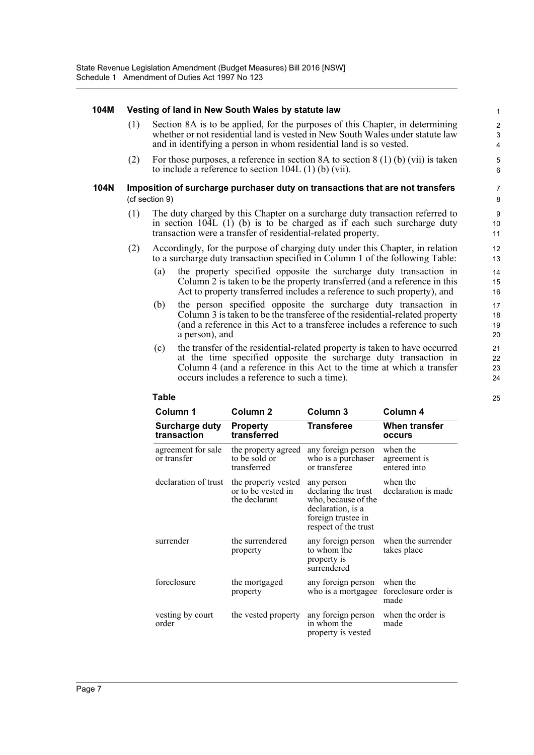### 104M Vesting of land in New South Wales by statute law

(1) Section 8A is to be applied, for the purposes of this Chapter, in determining whether or not residential land is vested in New South Wales under statute law and in identifying a person in whom residential land is so vested.

(2) For those purposes, a reference in section 8A to section 8 (1) (b) (vii) is taken to include a reference to section 104L (1) (b) (vii).

### 104N Imposition of surcharge purchaser duty on transactions that are not transfers

(cf section 9)

(1) The duty charged by this Chapter on a surcharge duty transaction referred to in section 104L (1) (b) is to be charged as if each such surcharge duty transaction were a transfer of residential-related property.

(2) Accordingly, for the purpose of charging duty under this Chapter, in relation to a surcharge duty transaction specified in Column 1 of the following Table:

(a) the property specified opposite the surcharge duty transaction in Column 2 is taken to be the property transferred (and a reference in this Act to property transferred includes a reference to such property), and

(b) the person specified opposite the surcharge duty transaction in Column 3 is taken to be the transferee of the residential-related property (and a reference in this Act to a transferee includes a reference to such a person), and

(c) the transfer of the residential-related property is taken to have occurred at the time specified opposite the surcharge duty transaction in Column 4 (and a reference in this Act to the time at which a transfer occurs includes a reference to such a time).

**Table**

| Column 1 | Column 2 | Column 3 | Column 4 |
|---|---|---|---|
| **Surcharge duty transaction** | **Property transferred** | **Transferee** | **When transfer occurs** |
| agreement for sale or transfer | the property agreed to be sold or transferred | any foreign person who is a purchaser or transferee | when the agreement is entered into |
| declaration of trust | the property vested or to be vested in the declarant | any person declaring the trust who, because of the declaration, is a foreign trustee in respect of the trust | when the declaration is made |
| surrender | the surrendered property | any foreign person to whom the property is surrendered | when the surrender takes place |
| foreclosure | the mortgaged property | any foreign person who is a mortgagee | when the foreclosure order is made |
| vesting by court order | the vested property | any foreign person in whom the property is vested | when the order is made |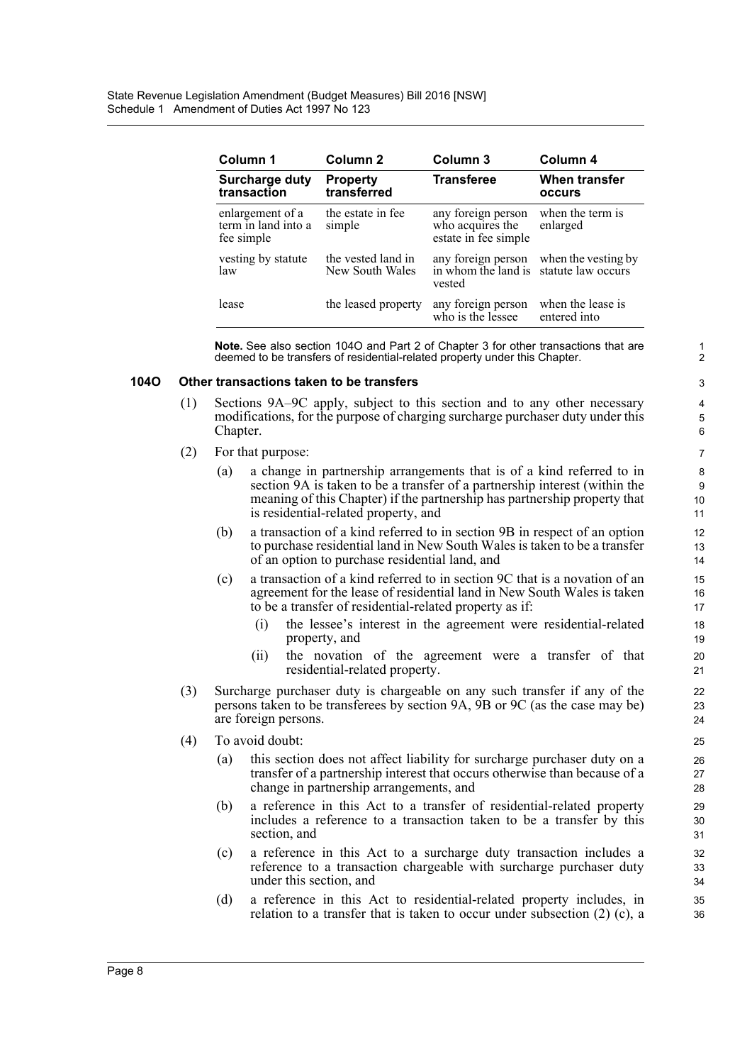| Column 1 | Column 2 | Column 3 | Column 4 |
| --- | --- | --- | --- |
| **Surcharge duty transaction** | **Property transferred** | **Transferee** | **When transfer occurs** |
| enlargement of a term in land into a fee simple | the estate in fee simple | any foreign person who acquires the estate in fee simple | when the term is enlarged |
| vesting by statute law | the vested land in New South Wales | any foreign person in whom the land is vested | when the vesting by statute law occurs |
| lease | the leased property | any foreign person who is the lessee | when the lease is entered into |

**Note.** See also section 104O and Part 2 of Chapter 3 for other transactions that are deemed to be transfers of residential-related property under this Chapter.

### 104O Other transactions taken to be transfers

(1) Sections 9A–9C apply, subject to this section and to any other necessary modifications, for the purpose of charging surcharge purchaser duty under this Chapter.

(2) For that purpose:

(a) a change in partnership arrangements that is of a kind referred to in section 9A is taken to be a transfer of a partnership interest (within the meaning of this Chapter) if the partnership has partnership property that is residential-related property, and

(b) a transaction of a kind referred to in section 9B in respect of an option to purchase residential land in New South Wales is taken to be a transfer of an option to purchase residential land, and

(c) a transaction of a kind referred to in section 9C that is a novation of an agreement for the lease of residential land in New South Wales is taken to be a transfer of residential-related property as if:

(i) the lessee's interest in the agreement were residential-related property, and

(ii) the novation of the agreement were a transfer of that residential-related property.

(3) Surcharge purchaser duty is chargeable on any such transfer if any of the persons taken to be transferees by section 9A, 9B or 9C (as the case may be) are foreign persons.

(4) To avoid doubt:

(a) this section does not affect liability for surcharge purchaser duty on a transfer of a partnership interest that occurs otherwise than because of a change in partnership arrangements, and

(b) a reference in this Act to a transfer of residential-related property includes a reference to a transaction taken to be a transfer by this section, and

(c) a reference in this Act to a surcharge duty transaction includes a reference to a transaction chargeable with surcharge purchaser duty under this section, and

(d) a reference in this Act to residential-related property includes, in relation to a transfer that is taken to occur under subsection (2) (c), a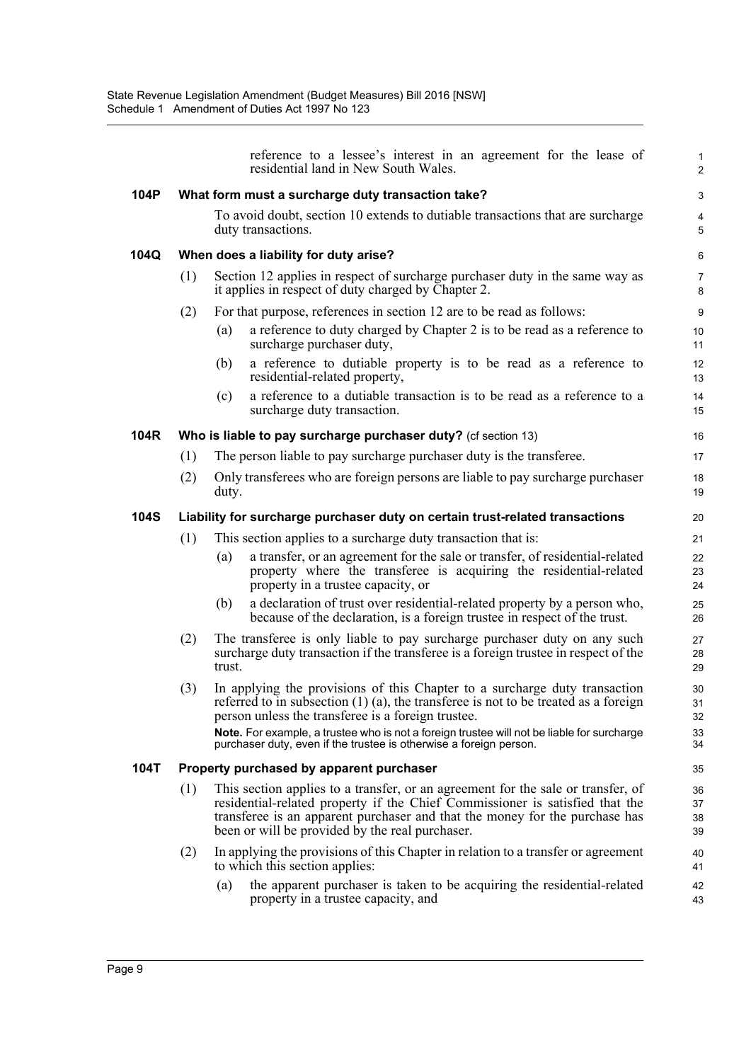reference to a lessee's interest in an agreement for the lease of residential land in New South Wales.

### 104P What form must a surcharge duty transaction take?

To avoid doubt, section 10 extends to dutiable transactions that are surcharge duty transactions.

### 104Q When does a liability for duty arise?

(1) Section 12 applies in respect of surcharge purchaser duty in the same way as it applies in respect of duty charged by Chapter 2.

(2) For that purpose, references in section 12 are to be read as follows:

(a) a reference to duty charged by Chapter 2 is to be read as a reference to surcharge purchaser duty,

(b) a reference to dutiable property is to be read as a reference to residential-related property,

(c) a reference to a dutiable transaction is to be read as a reference to a surcharge duty transaction.

### 104R Who is liable to pay surcharge purchaser duty? (cf section 13)

(1) The person liable to pay surcharge purchaser duty is the transferee.

(2) Only transferees who are foreign persons are liable to pay surcharge purchaser duty.

### 104S Liability for surcharge purchaser duty on certain trust-related transactions

(1) This section applies to a surcharge duty transaction that is:

(a) a transfer, or an agreement for the sale or transfer, of residential-related property where the transferee is acquiring the residential-related property in a trustee capacity, or

(b) a declaration of trust over residential-related property by a person who, because of the declaration, is a foreign trustee in respect of the trust.

(2) The transferee is only liable to pay surcharge purchaser duty on any such surcharge duty transaction if the transferee is a foreign trustee in respect of the trust.

(3) In applying the provisions of this Chapter to a surcharge duty transaction referred to in subsection (1) (a), the transferee is not to be treated as a foreign person unless the transferee is a foreign trustee.

**Note.** For example, a trustee who is not a foreign trustee will not be liable for surcharge purchaser duty, even if the trustee is otherwise a foreign person.

### 104T Property purchased by apparent purchaser

(1) This section applies to a transfer, or an agreement for the sale or transfer, of residential-related property if the Chief Commissioner is satisfied that the transferee is an apparent purchaser and that the money for the purchase has been or will be provided by the real purchaser.

(2) In applying the provisions of this Chapter in relation to a transfer or agreement to which this section applies:

(a) the apparent purchaser is taken to be acquiring the residential-related property in a trustee capacity, and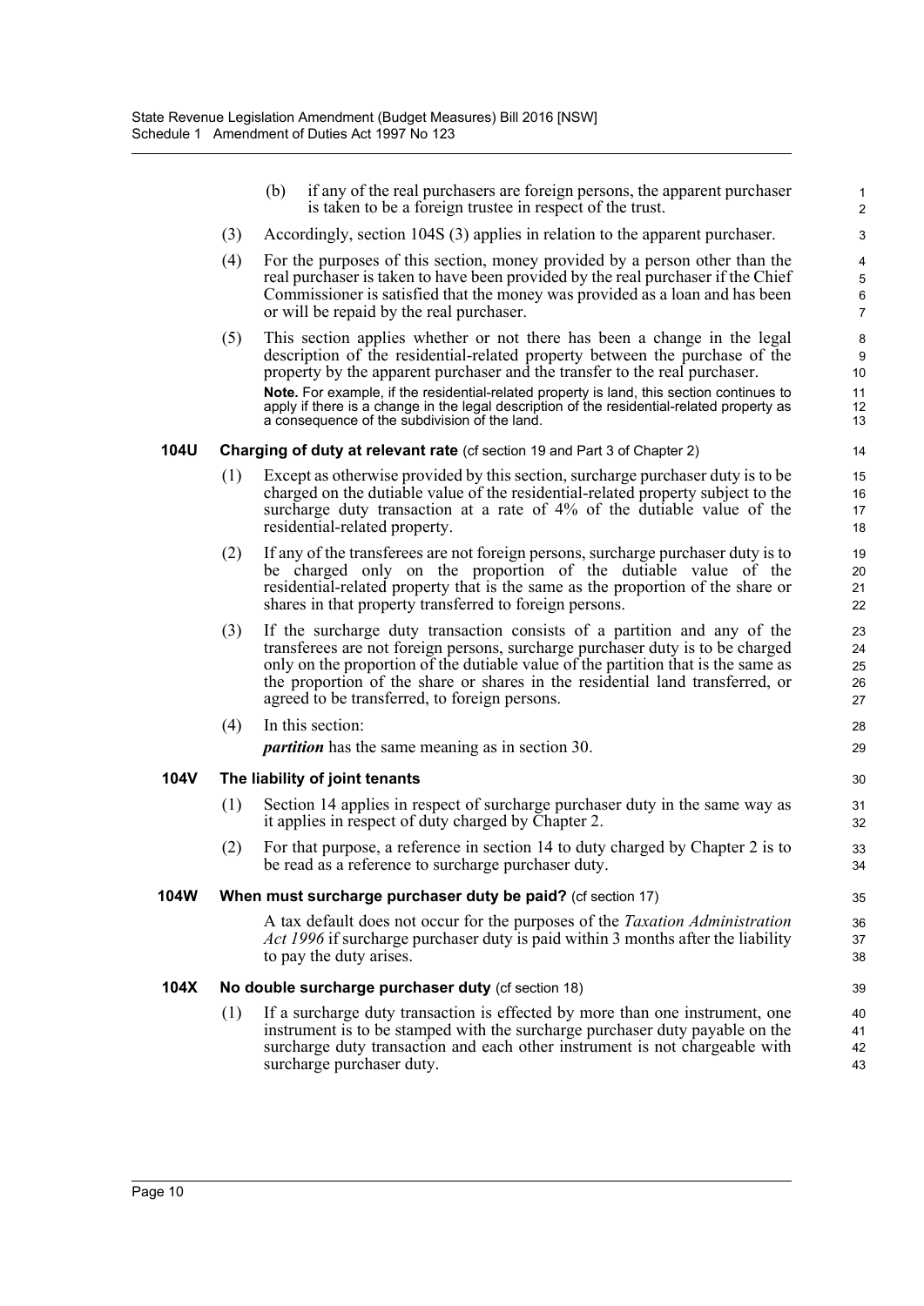(b) if any of the real purchasers are foreign persons, the apparent purchaser is taken to be a foreign trustee in respect of the trust.

(3) Accordingly, section 104S (3) applies in relation to the apparent purchaser.

(4) For the purposes of this section, money provided by a person other than the real purchaser is taken to have been provided by the real purchaser if the Chief Commissioner is satisfied that the money was provided as a loan and has been or will be repaid by the real purchaser.

(5) This section applies whether or not there has been a change in the legal description of the residential-related property between the purchase of the property by the apparent purchaser and the transfer to the real purchaser.

**Note.** For example, if the residential-related property is land, this section continues to apply if there is a change in the legal description of the residential-related property as a consequence of the subdivision of the land.

### 104U Charging of duty at relevant rate (cf section 19 and Part 3 of Chapter 2)

(1) Except as otherwise provided by this section, surcharge purchaser duty is to be charged on the dutiable value of the residential-related property subject to the surcharge duty transaction at a rate of 4% of the dutiable value of the residential-related property.

(2) If any of the transferees are not foreign persons, surcharge purchaser duty is to be charged only on the proportion of the dutiable value of the residential-related property that is the same as the proportion of the share or shares in that property transferred to foreign persons.

(3) If the surcharge duty transaction consists of a partition and any of the transferees are not foreign persons, surcharge purchaser duty is to be charged only on the proportion of the dutiable value of the partition that is the same as the proportion of the share or shares in the residential land transferred, or agreed to be transferred, to foreign persons.

(4) In this section:

***partition*** has the same meaning as in section 30.

### 104V The liability of joint tenants

(1) Section 14 applies in respect of surcharge purchaser duty in the same way as it applies in respect of duty charged by Chapter 2.

(2) For that purpose, a reference in section 14 to duty charged by Chapter 2 is to be read as a reference to surcharge purchaser duty.

### 104W When must surcharge purchaser duty be paid? (cf section 17)

A tax default does not occur for the purposes of the *Taxation Administration Act 1996* if surcharge purchaser duty is paid within 3 months after the liability to pay the duty arises.

### 104X No double surcharge purchaser duty (cf section 18)

(1) If a surcharge duty transaction is effected by more than one instrument, one instrument is to be stamped with the surcharge purchaser duty payable on the surcharge duty transaction and each other instrument is not chargeable with surcharge purchaser duty.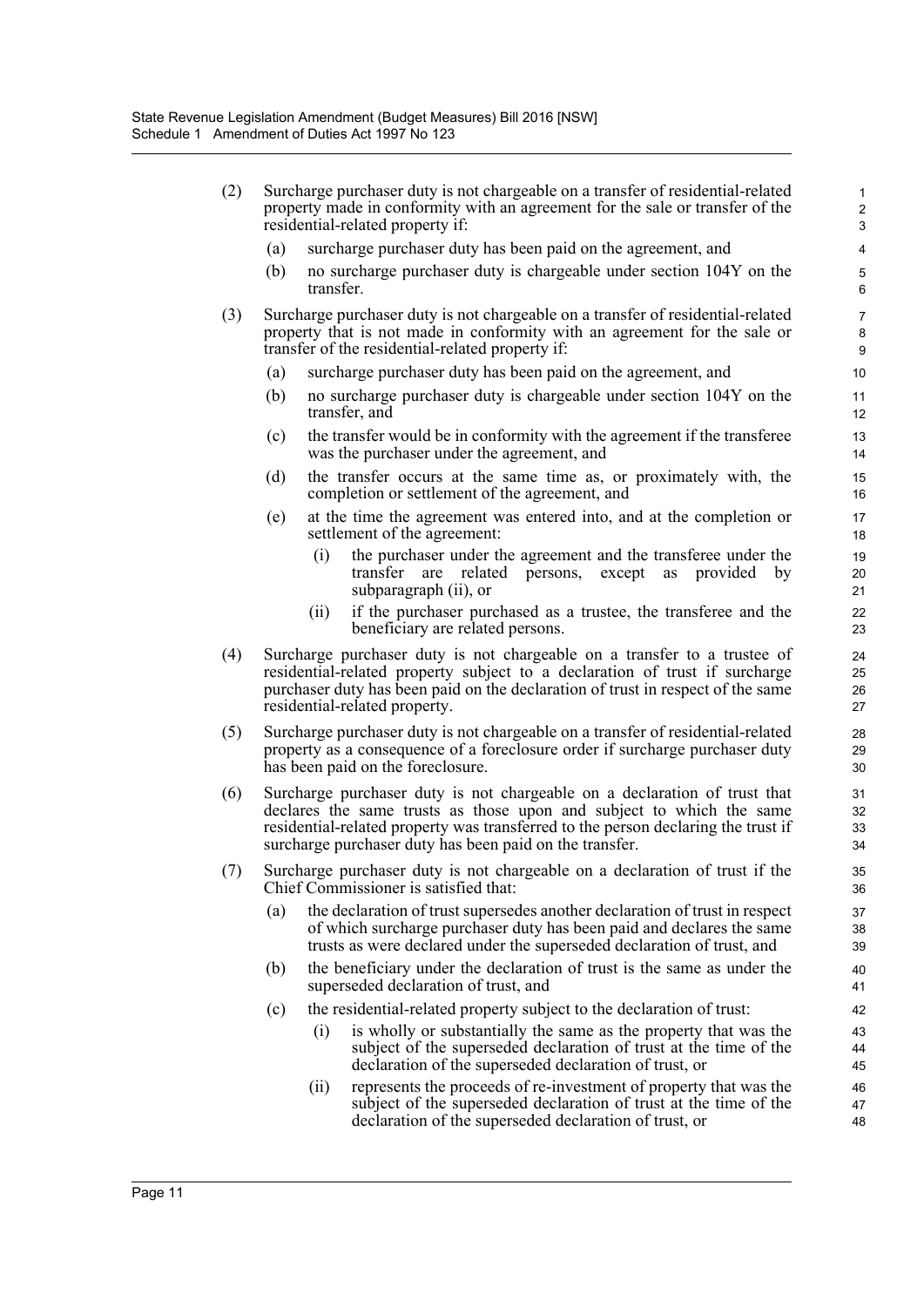(2) Surcharge purchaser duty is not chargeable on a transfer of residential-related property made in conformity with an agreement for the sale or transfer of the residential-related property if:

   (a) surcharge purchaser duty has been paid on the agreement, and

   (b) no surcharge purchaser duty is chargeable under section 104Y on the transfer.

(3) Surcharge purchaser duty is not chargeable on a transfer of residential-related property that is not made in conformity with an agreement for the sale or transfer of the residential-related property if:

   (a) surcharge purchaser duty has been paid on the agreement, and

   (b) no surcharge purchaser duty is chargeable under section 104Y on the transfer, and

   (c) the transfer would be in conformity with the agreement if the transferee was the purchaser under the agreement, and

   (d) the transfer occurs at the same time as, or proximately with, the completion or settlement of the agreement, and

   (e) at the time the agreement was entered into, and at the completion or settlement of the agreement:

      (i) the purchaser under the agreement and the transferee under the transfer are related persons, except as provided by subparagraph (ii), or

      (ii) if the purchaser purchased as a trustee, the transferee and the beneficiary are related persons.

(4) Surcharge purchaser duty is not chargeable on a transfer to a trustee of residential-related property subject to a declaration of trust if surcharge purchaser duty has been paid on the declaration of trust in respect of the same residential-related property.

(5) Surcharge purchaser duty is not chargeable on a transfer of residential-related property as a consequence of a foreclosure order if surcharge purchaser duty has been paid on the foreclosure.

(6) Surcharge purchaser duty is not chargeable on a declaration of trust that declares the same trusts as those upon and subject to which the same residential-related property was transferred to the person declaring the trust if surcharge purchaser duty has been paid on the transfer.

(7) Surcharge purchaser duty is not chargeable on a declaration of trust if the Chief Commissioner is satisfied that:

   (a) the declaration of trust supersedes another declaration of trust in respect of which surcharge purchaser duty has been paid and declares the same trusts as were declared under the superseded declaration of trust, and

   (b) the beneficiary under the declaration of trust is the same as under the superseded declaration of trust, and

   (c) the residential-related property subject to the declaration of trust:

      (i) is wholly or substantially the same as the property that was the subject of the superseded declaration of trust at the time of the declaration of the superseded declaration of trust, or

      (ii) represents the proceeds of re-investment of property that was the subject of the superseded declaration of trust at the time of the declaration of the superseded declaration of trust, or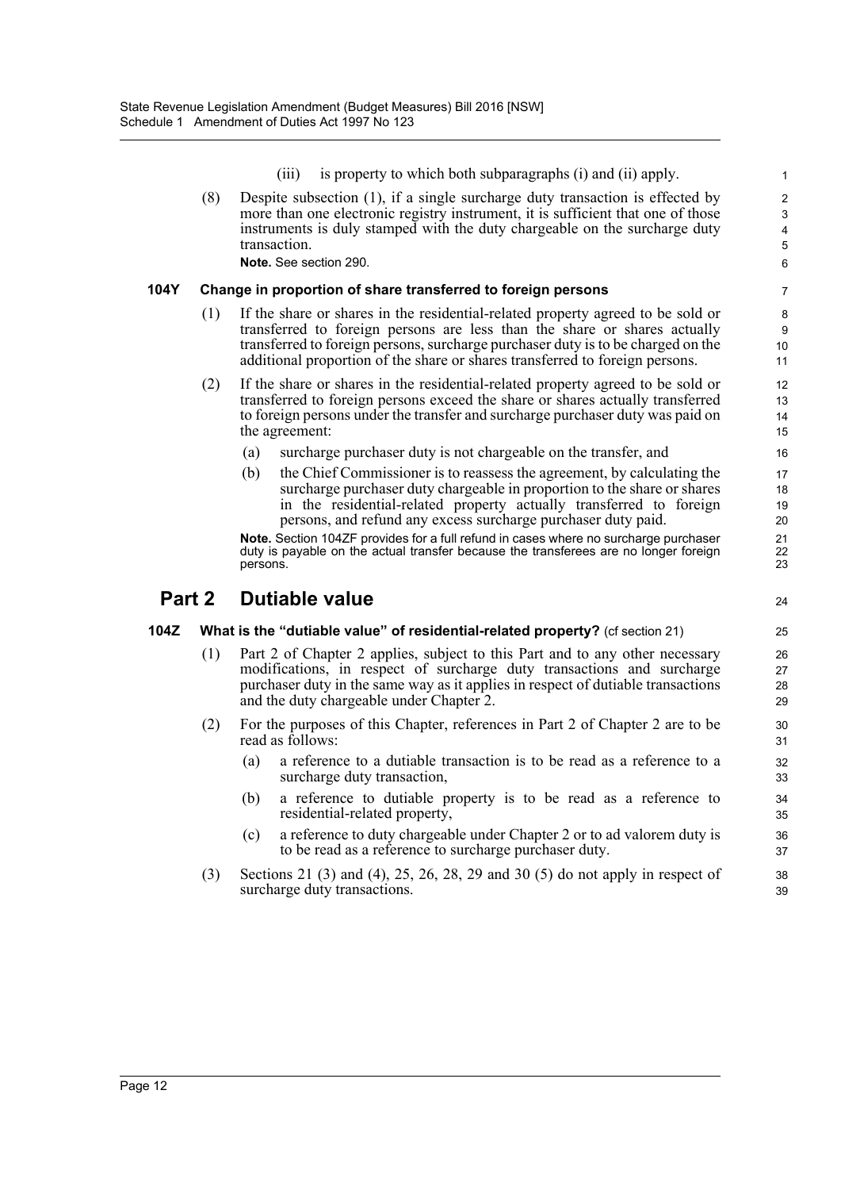(iii) is property to which both subparagraphs (i) and (ii) apply.

(8) Despite subsection (1), if a single surcharge duty transaction is effected by more than one electronic registry instrument, it is sufficient that one of those instruments is duly stamped with the duty chargeable on the surcharge duty transaction.

**Note.** See section 290.

### 104Y Change in proportion of share transferred to foreign persons

(1) If the share or shares in the residential-related property agreed to be sold or transferred to foreign persons are less than the share or shares actually transferred to foreign persons, surcharge purchaser duty is to be charged on the additional proportion of the share or shares transferred to foreign persons.

(2) If the share or shares in the residential-related property agreed to be sold or transferred to foreign persons exceed the share or shares actually transferred to foreign persons under the transfer and surcharge purchaser duty was paid on the agreement:

(a) surcharge purchaser duty is not chargeable on the transfer, and

(b) the Chief Commissioner is to reassess the agreement, by calculating the surcharge purchaser duty chargeable in proportion to the share or shares in the residential-related property actually transferred to foreign persons, and refund any excess surcharge purchaser duty paid.

**Note.** Section 104ZF provides for a full refund in cases where no surcharge purchaser duty is payable on the actual transfer because the transferees are no longer foreign persons.

## Part 2 Dutiable value

### 104Z What is the "dutiable value" of residential-related property? (cf section 21)

(1) Part 2 of Chapter 2 applies, subject to this Part and to any other necessary modifications, in respect of surcharge duty transactions and surcharge purchaser duty in the same way as it applies in respect of dutiable transactions and the duty chargeable under Chapter 2.

(2) For the purposes of this Chapter, references in Part 2 of Chapter 2 are to be read as follows:

(a) a reference to a dutiable transaction is to be read as a reference to a surcharge duty transaction,

(b) a reference to dutiable property is to be read as a reference to residential-related property,

(c) a reference to duty chargeable under Chapter 2 or to ad valorem duty is to be read as a reference to surcharge purchaser duty.

(3) Sections 21 (3) and (4), 25, 26, 28, 29 and 30 (5) do not apply in respect of surcharge duty transactions.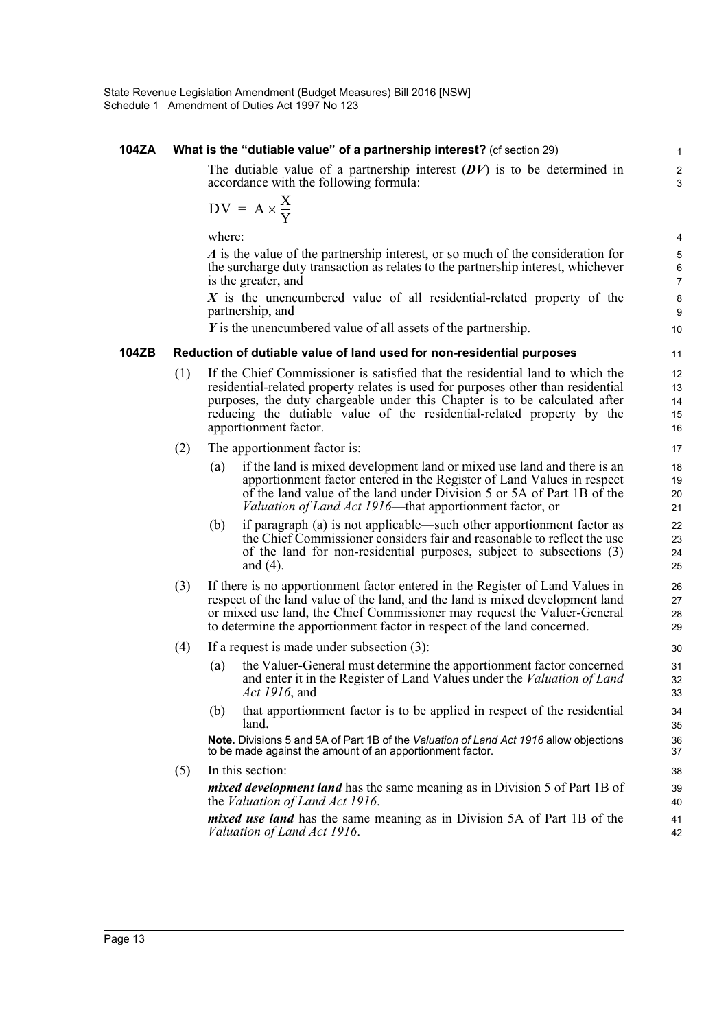### 104ZA What is the "dutiable value" of a partnership interest? (cf section 29)

The dutiable value of a partnership interest (***DV***) is to be determined in accordance with the following formula:

$$DV = A \times \frac{X}{Y}$$

where:

***A*** is the value of the partnership interest, or so much of the consideration for the surcharge duty transaction as relates to the partnership interest, whichever is the greater, and

***X*** is the unencumbered value of all residential-related property of the partnership, and

***Y*** is the unencumbered value of all assets of the partnership.

### 104ZB Reduction of dutiable value of land used for non-residential purposes

(1) If the Chief Commissioner is satisfied that the residential land to which the residential-related property relates is used for purposes other than residential purposes, the duty chargeable under this Chapter is to be calculated after reducing the dutiable value of the residential-related property by the apportionment factor.

(2) The apportionment factor is:

  (a) if the land is mixed development land or mixed use land and there is an apportionment factor entered in the Register of Land Values in respect of the land value of the land under Division 5 or 5A of Part 1B of the *Valuation of Land Act 1916*—that apportionment factor, or

  (b) if paragraph (a) is not applicable—such other apportionment factor as the Chief Commissioner considers fair and reasonable to reflect the use of the land for non-residential purposes, subject to subsections (3) and (4).

(3) If there is no apportionment factor entered in the Register of Land Values in respect of the land value of the land, and the land is mixed development land or mixed use land, the Chief Commissioner may request the Valuer-General to determine the apportionment factor in respect of the land concerned.

(4) If a request is made under subsection (3):

  (a) the Valuer-General must determine the apportionment factor concerned and enter it in the Register of Land Values under the *Valuation of Land Act 1916*, and

  (b) that apportionment factor is to be applied in respect of the residential land.

**Note.** Divisions 5 and 5A of Part 1B of the *Valuation of Land Act 1916* allow objections to be made against the amount of an apportionment factor.

(5) In this section:

***mixed development land*** has the same meaning as in Division 5 of Part 1B of the *Valuation of Land Act 1916*.

***mixed use land*** has the same meaning as in Division 5A of Part 1B of the *Valuation of Land Act 1916*.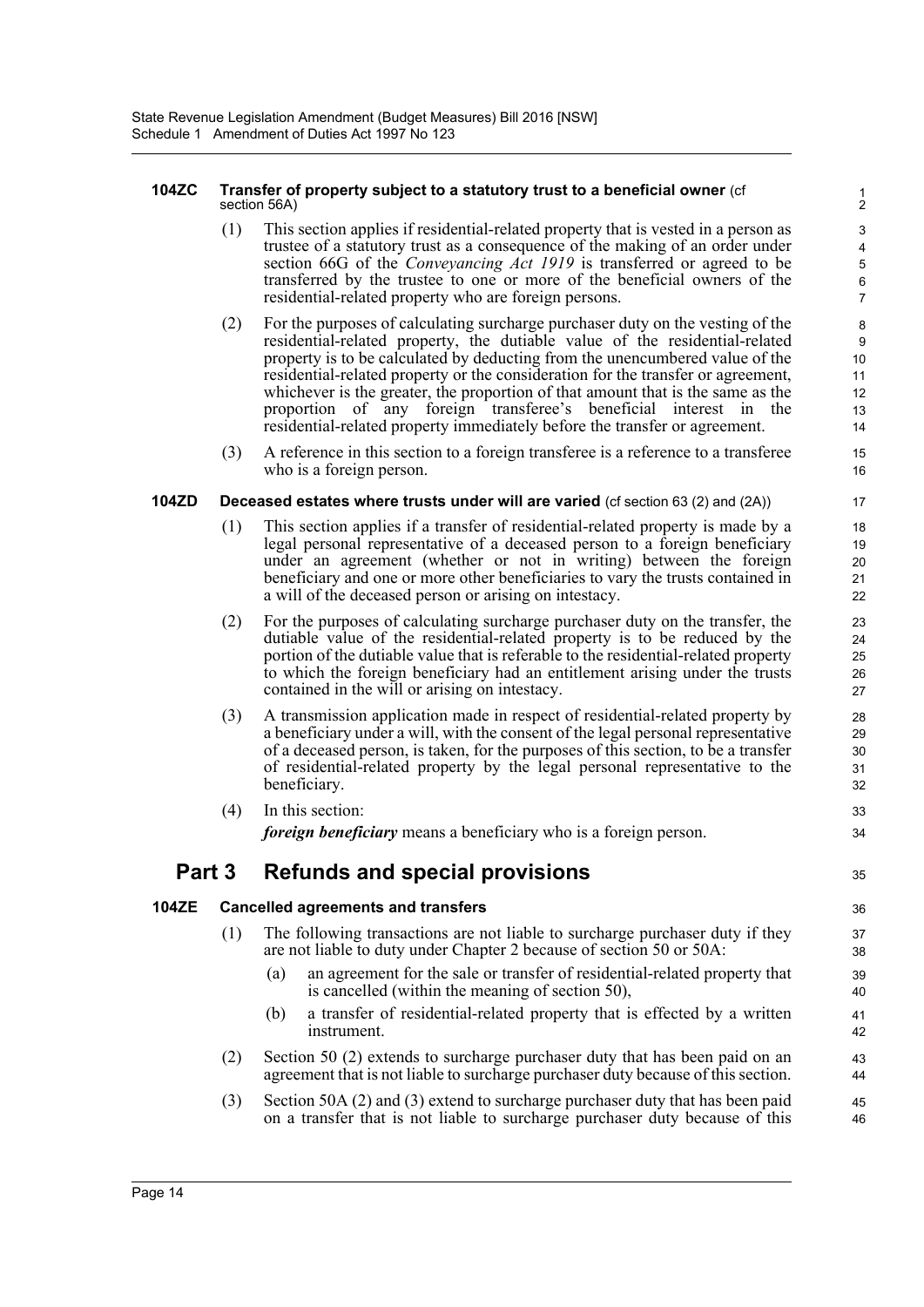#### 104ZC Transfer of property subject to a statutory trust to a beneficial owner (cf section 56A)

(1) This section applies if residential-related property that is vested in a person as trustee of a statutory trust as a consequence of the making of an order under section 66G of the *Conveyancing Act 1919* is transferred or agreed to be transferred by the trustee to one or more of the beneficial owners of the residential-related property who are foreign persons.

(2) For the purposes of calculating surcharge purchaser duty on the vesting of the residential-related property, the dutiable value of the residential-related property is to be calculated by deducting from the unencumbered value of the residential-related property or the consideration for the transfer or agreement, whichever is the greater, the proportion of that amount that is the same as the proportion of any foreign transferee's beneficial interest in the residential-related property immediately before the transfer or agreement.

(3) A reference in this section to a foreign transferee is a reference to a transferee who is a foreign person.

#### 104ZD Deceased estates where trusts under will are varied (cf section 63 (2) and (2A))

(1) This section applies if a transfer of residential-related property is made by a legal personal representative of a deceased person to a foreign beneficiary under an agreement (whether or not in writing) between the foreign beneficiary and one or more other beneficiaries to vary the trusts contained in a will of the deceased person or arising on intestacy.

(2) For the purposes of calculating surcharge purchaser duty on the transfer, the dutiable value of the residential-related property is to be reduced by the portion of the dutiable value that is referable to the residential-related property to which the foreign beneficiary had an entitlement arising under the trusts contained in the will or arising on intestacy.

(3) A transmission application made in respect of residential-related property by a beneficiary under a will, with the consent of the legal personal representative of a deceased person, is taken, for the purposes of this section, to be a transfer of residential-related property by the legal personal representative to the beneficiary.

(4) In this section:

***foreign beneficiary*** means a beneficiary who is a foreign person.

## Part 3 Refunds and special provisions

#### 104ZE Cancelled agreements and transfers

(1) The following transactions are not liable to surcharge purchaser duty if they are not liable to duty under Chapter 2 because of section 50 or 50A:

(a) an agreement for the sale or transfer of residential-related property that is cancelled (within the meaning of section 50),

(b) a transfer of residential-related property that is effected by a written instrument.

(2) Section 50 (2) extends to surcharge purchaser duty that has been paid on an agreement that is not liable to surcharge purchaser duty because of this section.

(3) Section 50A (2) and (3) extend to surcharge purchaser duty that has been paid on a transfer that is not liable to surcharge purchaser duty because of this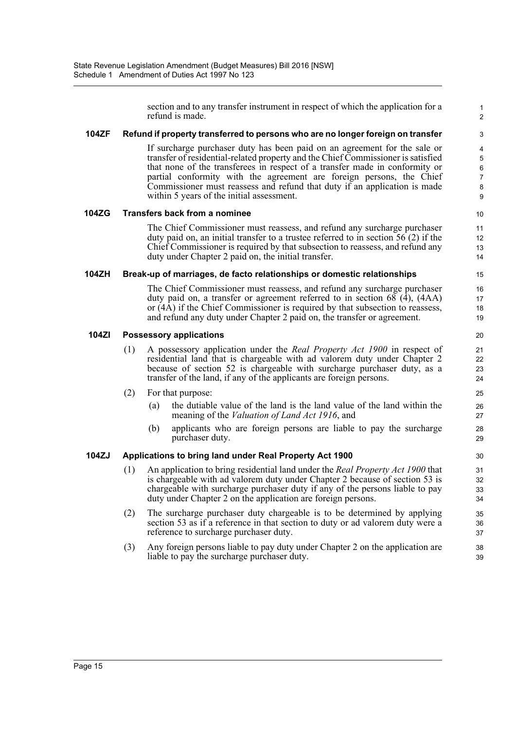section and to any transfer instrument in respect of which the application for a refund is made.

### 104ZF Refund if property transferred to persons who are no longer foreign on transfer

If surcharge purchaser duty has been paid on an agreement for the sale or transfer of residential-related property and the Chief Commissioner is satisfied that none of the transferees in respect of a transfer made in conformity or partial conformity with the agreement are foreign persons, the Chief Commissioner must reassess and refund that duty if an application is made within 5 years of the initial assessment.

### 104ZG Transfers back from a nominee

The Chief Commissioner must reassess, and refund any surcharge purchaser duty paid on, an initial transfer to a trustee referred to in section 56 (2) if the Chief Commissioner is required by that subsection to reassess, and refund any duty under Chapter 2 paid on, the initial transfer.

### 104ZH Break-up of marriages, de facto relationships or domestic relationships

The Chief Commissioner must reassess, and refund any surcharge purchaser duty paid on, a transfer or agreement referred to in section 68 (4), (4AA) or (4A) if the Chief Commissioner is required by that subsection to reassess, and refund any duty under Chapter 2 paid on, the transfer or agreement.

### 104ZI Possessory applications

(1) A possessory application under the *Real Property Act 1900* in respect of residential land that is chargeable with ad valorem duty under Chapter 2 because of section 52 is chargeable with surcharge purchaser duty, as a transfer of the land, if any of the applicants are foreign persons.

(2) For that purpose:

  (a) the dutiable value of the land is the land value of the land within the meaning of the *Valuation of Land Act 1916*, and

  (b) applicants who are foreign persons are liable to pay the surcharge purchaser duty.

### 104ZJ Applications to bring land under Real Property Act 1900

(1) An application to bring residential land under the *Real Property Act 1900* that is chargeable with ad valorem duty under Chapter 2 because of section 53 is chargeable with surcharge purchaser duty if any of the persons liable to pay duty under Chapter 2 on the application are foreign persons.

(2) The surcharge purchaser duty chargeable is to be determined by applying section 53 as if a reference in that section to duty or ad valorem duty were a reference to surcharge purchaser duty.

(3) Any foreign persons liable to pay duty under Chapter 2 on the application are liable to pay the surcharge purchaser duty.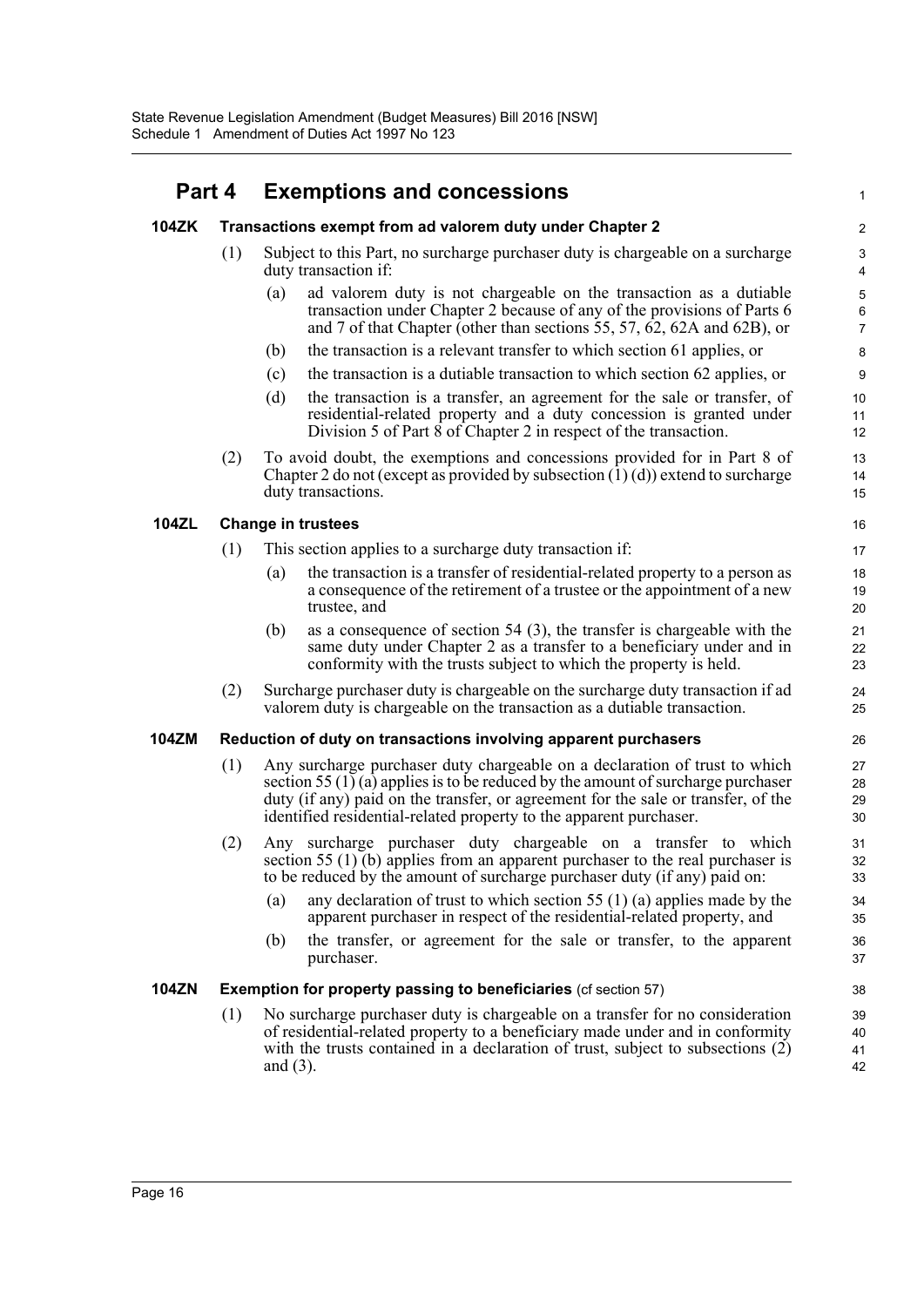## Part 4 Exemptions and concessions

### 104ZK Transactions exempt from ad valorem duty under Chapter 2

(1) Subject to this Part, no surcharge purchaser duty is chargeable on a surcharge duty transaction if:

(a) ad valorem duty is not chargeable on the transaction as a dutiable transaction under Chapter 2 because of any of the provisions of Parts 6 and 7 of that Chapter (other than sections 55, 57, 62, 62A and 62B), or

(b) the transaction is a relevant transfer to which section 61 applies, or

(c) the transaction is a dutiable transaction to which section 62 applies, or

(d) the transaction is a transfer, an agreement for the sale or transfer, of residential-related property and a duty concession is granted under Division 5 of Part 8 of Chapter 2 in respect of the transaction.

(2) To avoid doubt, the exemptions and concessions provided for in Part 8 of Chapter 2 do not (except as provided by subsection (1) (d)) extend to surcharge duty transactions.

### 104ZL Change in trustees

(1) This section applies to a surcharge duty transaction if:

(a) the transaction is a transfer of residential-related property to a person as a consequence of the retirement of a trustee or the appointment of a new trustee, and

(b) as a consequence of section 54 (3), the transfer is chargeable with the same duty under Chapter 2 as a transfer to a beneficiary under and in conformity with the trusts subject to which the property is held.

(2) Surcharge purchaser duty is chargeable on the surcharge duty transaction if ad valorem duty is chargeable on the transaction as a dutiable transaction.

### 104ZM Reduction of duty on transactions involving apparent purchasers

(1) Any surcharge purchaser duty chargeable on a declaration of trust to which section 55 (1) (a) applies is to be reduced by the amount of surcharge purchaser duty (if any) paid on the transfer, or agreement for the sale or transfer, of the identified residential-related property to the apparent purchaser.

(2) Any surcharge purchaser duty chargeable on a transfer to which section 55 (1) (b) applies from an apparent purchaser to the real purchaser is to be reduced by the amount of surcharge purchaser duty (if any) paid on:

(a) any declaration of trust to which section 55 (1) (a) applies made by the apparent purchaser in respect of the residential-related property, and

(b) the transfer, or agreement for the sale or transfer, to the apparent purchaser.

### 104ZN Exemption for property passing to beneficiaries (cf section 57)

(1) No surcharge purchaser duty is chargeable on a transfer for no consideration of residential-related property to a beneficiary made under and in conformity with the trusts contained in a declaration of trust, subject to subsections (2) and (3).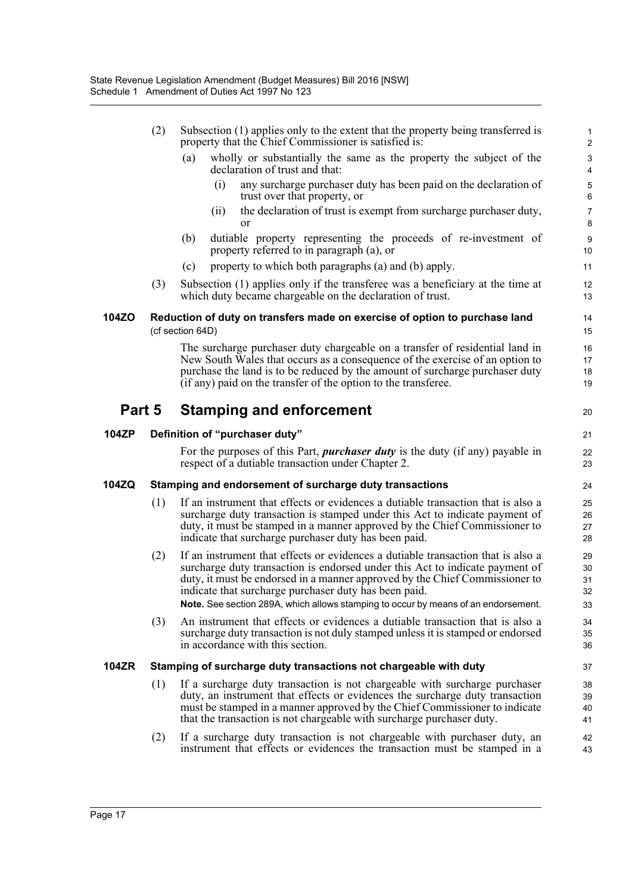(2) Subsection (1) applies only to the extent that the property being transferred is property that the Chief Commissioner is satisfied is:

(a) wholly or substantially the same as the property the subject of the declaration of trust and that:

(i) any surcharge purchaser duty has been paid on the declaration of trust over that property, or

(ii) the declaration of trust is exempt from surcharge purchaser duty, or

(b) dutiable property representing the proceeds of re-investment of property referred to in paragraph (a), or

(c) property to which both paragraphs (a) and (b) apply.

(3) Subsection (1) applies only if the transferee was a beneficiary at the time at which duty became chargeable on the declaration of trust.

### 104ZO Reduction of duty on transfers made on exercise of option to purchase land

(cf section 64D)

The surcharge purchaser duty chargeable on a transfer of residential land in New South Wales that occurs as a consequence of the exercise of an option to purchase the land is to be reduced by the amount of surcharge purchaser duty (if any) paid on the transfer of the option to the transferee.

## Part 5 Stamping and enforcement

### 104ZP Definition of "purchaser duty"

For the purposes of this Part, ***purchaser duty*** is the duty (if any) payable in respect of a dutiable transaction under Chapter 2.

### 104ZQ Stamping and endorsement of surcharge duty transactions

(1) If an instrument that effects or evidences a dutiable transaction that is also a surcharge duty transaction is stamped under this Act to indicate payment of duty, it must be stamped in a manner approved by the Chief Commissioner to indicate that surcharge purchaser duty has been paid.

(2) If an instrument that effects or evidences a dutiable transaction that is also a surcharge duty transaction is endorsed under this Act to indicate payment of duty, it must be endorsed in a manner approved by the Chief Commissioner to indicate that surcharge purchaser duty has been paid.

**Note.** See section 289A, which allows stamping to occur by means of an endorsement.

(3) An instrument that effects or evidences a dutiable transaction that is also a surcharge duty transaction is not duly stamped unless it is stamped or endorsed in accordance with this section.

### 104ZR Stamping of surcharge duty transactions not chargeable with duty

(1) If a surcharge duty transaction is not chargeable with surcharge purchaser duty, an instrument that effects or evidences the surcharge duty transaction must be stamped in a manner approved by the Chief Commissioner to indicate that the transaction is not chargeable with surcharge purchaser duty.

(2) If a surcharge duty transaction is not chargeable with purchaser duty, an instrument that effects or evidences the transaction must be stamped in a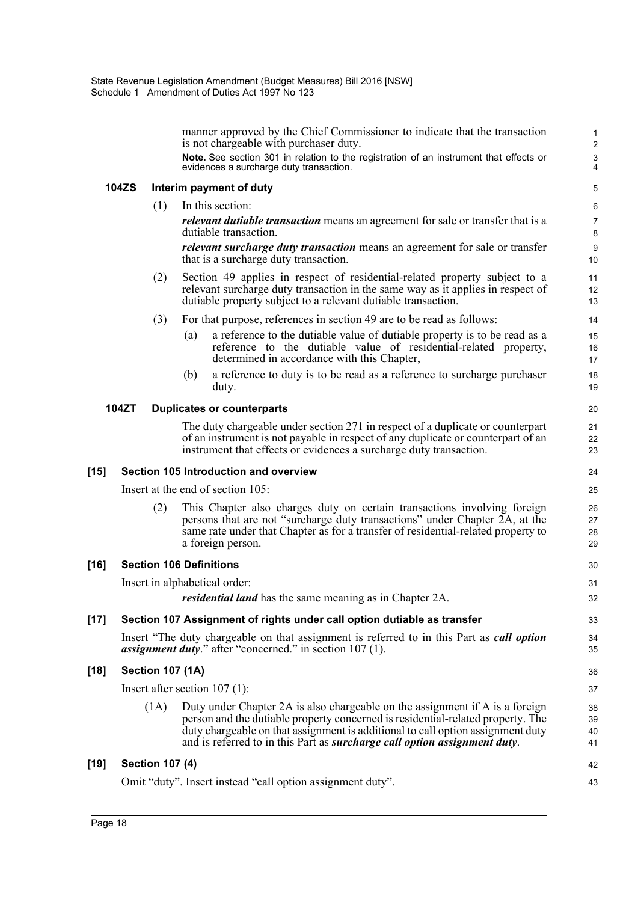manner approved by the Chief Commissioner to indicate that the transaction is not chargeable with purchaser duty.

**Note.** See section 301 in relation to the registration of an instrument that effects or evidences a surcharge duty transaction.

**104ZS Interim payment of duty**

(1) In this section:

***relevant dutiable transaction*** means an agreement for sale or transfer that is a dutiable transaction.

***relevant surcharge duty transaction*** means an agreement for sale or transfer that is a surcharge duty transaction.

(2) Section 49 applies in respect of residential-related property subject to a relevant surcharge duty transaction in the same way as it applies in respect of dutiable property subject to a relevant dutiable transaction.

(3) For that purpose, references in section 49 are to be read as follows:

(a) a reference to the dutiable value of dutiable property is to be read as a reference to the dutiable value of residential-related property, determined in accordance with this Chapter,

(b) a reference to duty is to be read as a reference to surcharge purchaser duty.

**104ZT Duplicates or counterparts**

The duty chargeable under section 271 in respect of a duplicate or counterpart of an instrument is not payable in respect of any duplicate or counterpart of an instrument that effects or evidences a surcharge duty transaction.

**[15] Section 105 Introduction and overview**

Insert at the end of section 105:

(2) This Chapter also charges duty on certain transactions involving foreign persons that are not "surcharge duty transactions" under Chapter 2A, at the same rate under that Chapter as for a transfer of residential-related property to a foreign person.

**[16] Section 106 Definitions**

Insert in alphabetical order:

***residential land*** has the same meaning as in Chapter 2A.

**[17] Section 107 Assignment of rights under call option dutiable as transfer**

Insert "The duty chargeable on that assignment is referred to in this Part as ***call option assignment duty***." after "concerned." in section 107 (1).

**[18] Section 107 (1A)**

Insert after section 107 (1):

(1A) Duty under Chapter 2A is also chargeable on the assignment if A is a foreign person and the dutiable property concerned is residential-related property. The duty chargeable on that assignment is additional to call option assignment duty and is referred to in this Part as ***surcharge call option assignment duty***.

**[19] Section 107 (4)**

Omit "duty". Insert instead "call option assignment duty".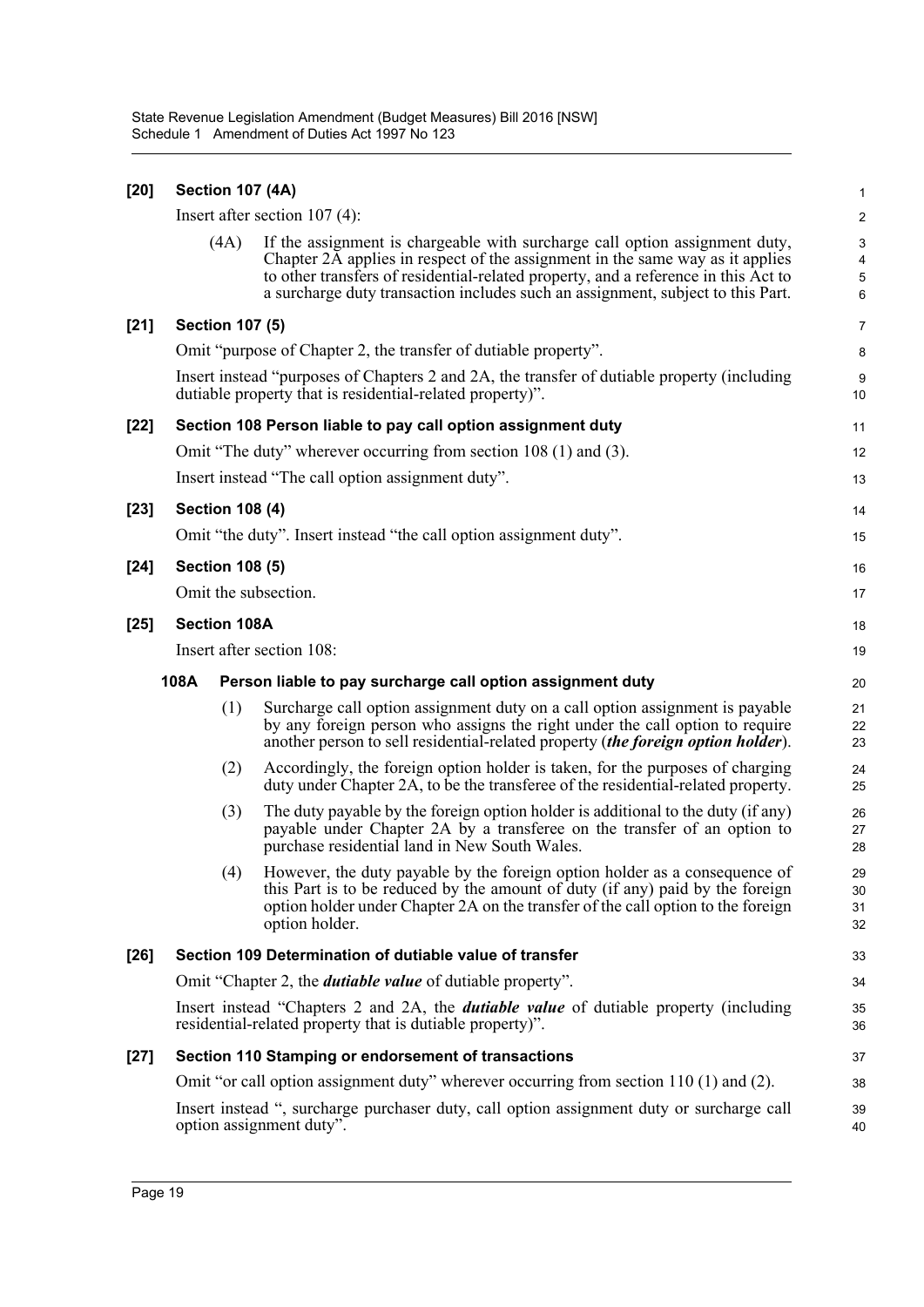**[20] Section 107 (4A)**

Insert after section 107 (4):

(4A) If the assignment is chargeable with surcharge call option assignment duty, Chapter 2A applies in respect of the assignment in the same way as it applies to other transfers of residential-related property, and a reference in this Act to a surcharge duty transaction includes such an assignment, subject to this Part.

**[21] Section 107 (5)**

Omit "purpose of Chapter 2, the transfer of dutiable property".

Insert instead "purposes of Chapters 2 and 2A, the transfer of dutiable property (including dutiable property that is residential-related property)".

**[22] Section 108 Person liable to pay call option assignment duty**

Omit "The duty" wherever occurring from section 108 (1) and (3).

Insert instead "The call option assignment duty".

**[23] Section 108 (4)**

Omit "the duty". Insert instead "the call option assignment duty".

**[24] Section 108 (5)**

Omit the subsection.

**[25] Section 108A**

Insert after section 108:

**108A Person liable to pay surcharge call option assignment duty**

(1) Surcharge call option assignment duty on a call option assignment is payable by any foreign person who assigns the right under the call option to require another person to sell residential-related property (***the foreign option holder***).

(2) Accordingly, the foreign option holder is taken, for the purposes of charging duty under Chapter 2A, to be the transferee of the residential-related property.

(3) The duty payable by the foreign option holder is additional to the duty (if any) payable under Chapter 2A by a transferee on the transfer of an option to purchase residential land in New South Wales.

(4) However, the duty payable by the foreign option holder as a consequence of this Part is to be reduced by the amount of duty (if any) paid by the foreign option holder under Chapter 2A on the transfer of the call option to the foreign option holder.

**[26] Section 109 Determination of dutiable value of transfer**

Omit "Chapter 2, the ***dutiable value*** of dutiable property".

Insert instead "Chapters 2 and 2A, the ***dutiable value*** of dutiable property (including residential-related property that is dutiable property)".

**[27] Section 110 Stamping or endorsement of transactions**

Omit "or call option assignment duty" wherever occurring from section 110 (1) and (2).

Insert instead ", surcharge purchaser duty, call option assignment duty or surcharge call option assignment duty".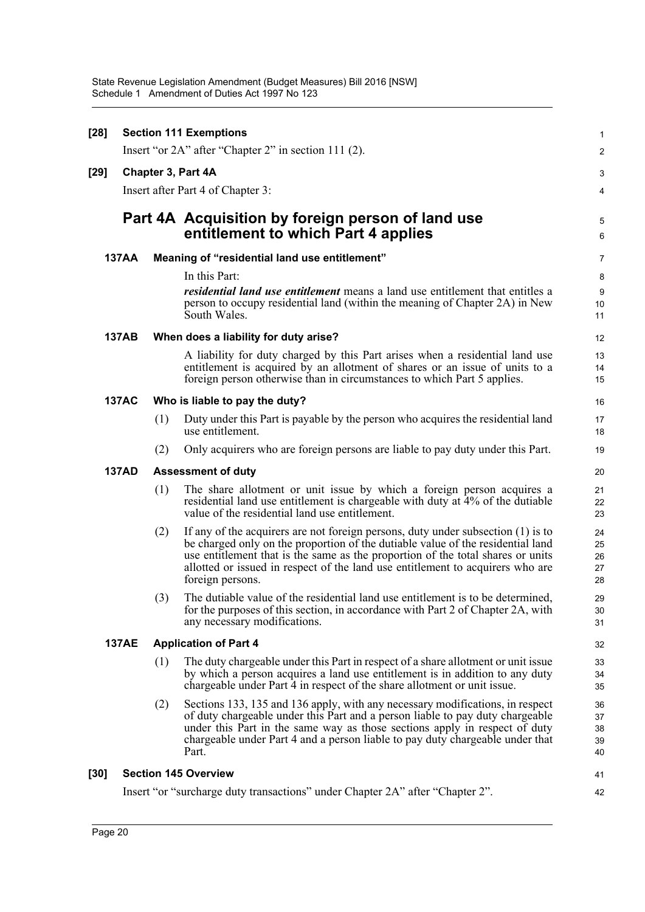**[28] Section 111 Exemptions**

Insert "or 2A" after "Chapter 2" in section 111 (2).

**[29] Chapter 3, Part 4A**

Insert after Part 4 of Chapter 3:

## Part 4A Acquisition by foreign person of land use entitlement to which Part 4 applies

**137AA Meaning of "residential land use entitlement"**

In this Part:

***residential land use entitlement*** means a land use entitlement that entitles a person to occupy residential land (within the meaning of Chapter 2A) in New South Wales.

**137AB When does a liability for duty arise?**

A liability for duty charged by this Part arises when a residential land use entitlement is acquired by an allotment of shares or an issue of units to a foreign person otherwise than in circumstances to which Part 5 applies.

**137AC Who is liable to pay the duty?**

(1) Duty under this Part is payable by the person who acquires the residential land use entitlement.

(2) Only acquirers who are foreign persons are liable to pay duty under this Part.

**137AD Assessment of duty**

(1) The share allotment or unit issue by which a foreign person acquires a residential land use entitlement is chargeable with duty at 4% of the dutiable value of the residential land use entitlement.

(2) If any of the acquirers are not foreign persons, duty under subsection (1) is to be charged only on the proportion of the dutiable value of the residential land use entitlement that is the same as the proportion of the total shares or units allotted or issued in respect of the land use entitlement to acquirers who are foreign persons.

(3) The dutiable value of the residential land use entitlement is to be determined, for the purposes of this section, in accordance with Part 2 of Chapter 2A, with any necessary modifications.

**137AE Application of Part 4**

(1) The duty chargeable under this Part in respect of a share allotment or unit issue by which a person acquires a land use entitlement is in addition to any duty chargeable under Part 4 in respect of the share allotment or unit issue.

(2) Sections 133, 135 and 136 apply, with any necessary modifications, in respect of duty chargeable under this Part and a person liable to pay duty chargeable under this Part in the same way as those sections apply in respect of duty chargeable under Part 4 and a person liable to pay duty chargeable under that Part.

**[30] Section 145 Overview**

Insert "or "surcharge duty transactions" under Chapter 2A" after "Chapter 2".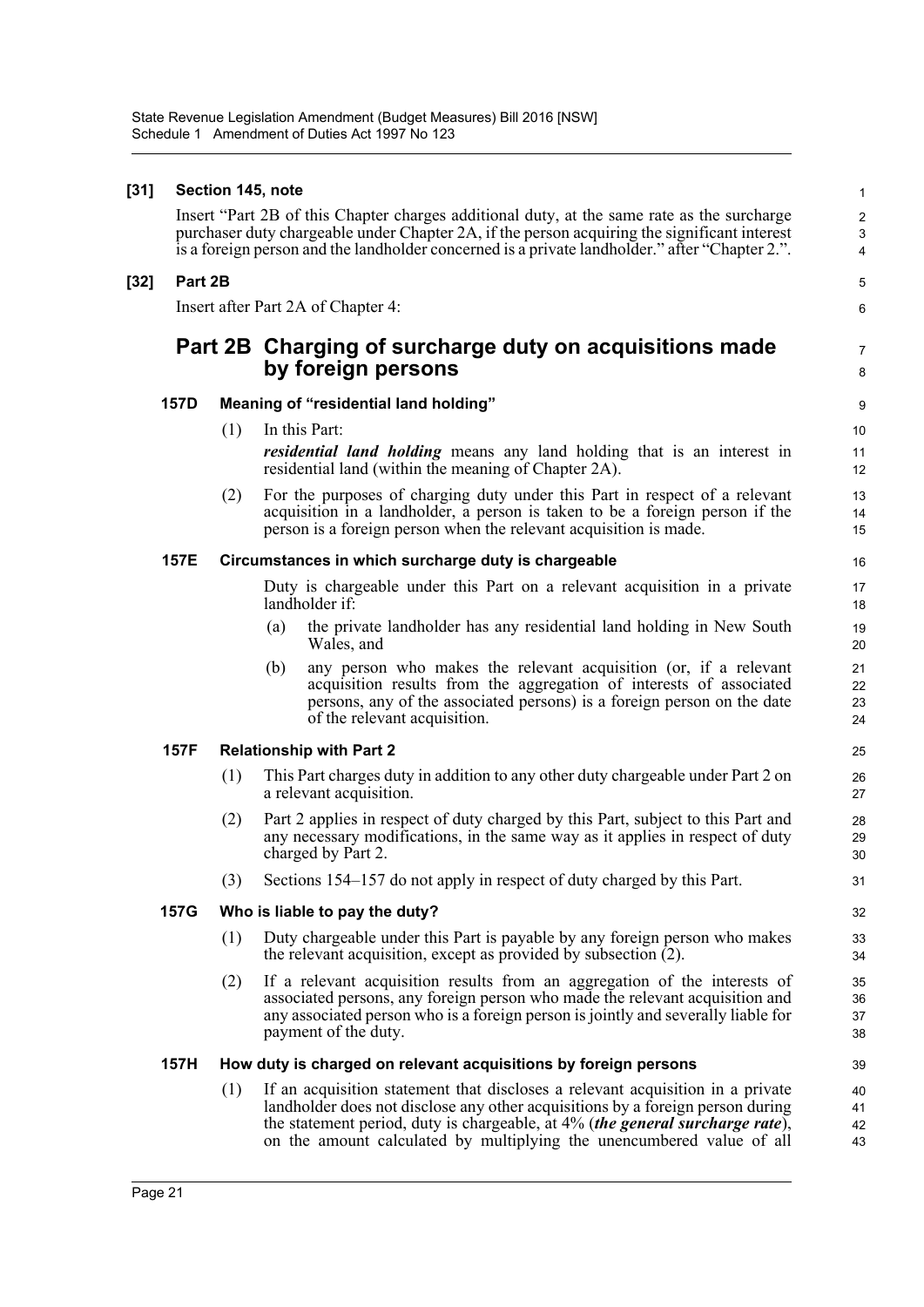**[31] Section 145, note**

Insert "Part 2B of this Chapter charges additional duty, at the same rate as the surcharge purchaser duty chargeable under Chapter 2A, if the person acquiring the significant interest is a foreign person and the landholder concerned is a private landholder." after "Chapter 2.".

**[32] Part 2B**

Insert after Part 2A of Chapter 4:

## Part 2B Charging of surcharge duty on acquisitions made by foreign persons

### 157D Meaning of "residential land holding"

(1) In this Part:

***residential land holding*** means any land holding that is an interest in residential land (within the meaning of Chapter 2A).

(2) For the purposes of charging duty under this Part in respect of a relevant acquisition in a landholder, a person is taken to be a foreign person if the person is a foreign person when the relevant acquisition is made.

### 157E Circumstances in which surcharge duty is chargeable

Duty is chargeable under this Part on a relevant acquisition in a private landholder if:

(a) the private landholder has any residential land holding in New South Wales, and

(b) any person who makes the relevant acquisition (or, if a relevant acquisition results from the aggregation of interests of associated persons, any of the associated persons) is a foreign person on the date of the relevant acquisition.

### 157F Relationship with Part 2

(1) This Part charges duty in addition to any other duty chargeable under Part 2 on a relevant acquisition.

(2) Part 2 applies in respect of duty charged by this Part, subject to this Part and any necessary modifications, in the same way as it applies in respect of duty charged by Part 2.

(3) Sections 154–157 do not apply in respect of duty charged by this Part.

### 157G Who is liable to pay the duty?

(1) Duty chargeable under this Part is payable by any foreign person who makes the relevant acquisition, except as provided by subsection (2).

(2) If a relevant acquisition results from an aggregation of the interests of associated persons, any foreign person who made the relevant acquisition and any associated person who is a foreign person is jointly and severally liable for payment of the duty.

### 157H How duty is charged on relevant acquisitions by foreign persons

(1) If an acquisition statement that discloses a relevant acquisition in a private landholder does not disclose any other acquisitions by a foreign person during the statement period, duty is chargeable, at 4% (***the general surcharge rate***), on the amount calculated by multiplying the unencumbered value of all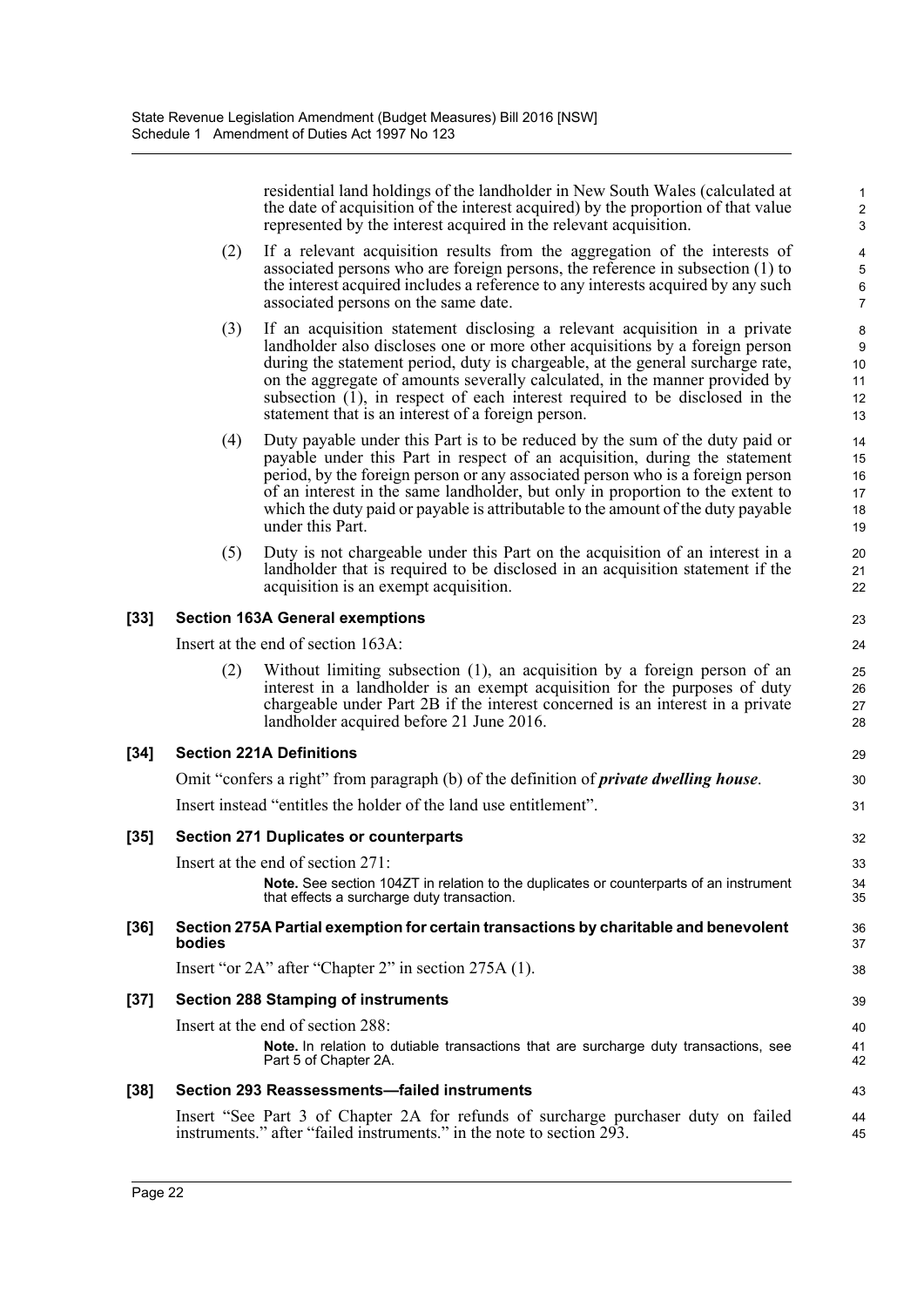residential land holdings of the landholder in New South Wales (calculated at the date of acquisition of the interest acquired) by the proportion of that value represented by the interest acquired in the relevant acquisition.

(2) If a relevant acquisition results from the aggregation of the interests of associated persons who are foreign persons, the reference in subsection (1) to the interest acquired includes a reference to any interests acquired by any such associated persons on the same date.

(3) If an acquisition statement disclosing a relevant acquisition in a private landholder also discloses one or more other acquisitions by a foreign person during the statement period, duty is chargeable, at the general surcharge rate, on the aggregate of amounts severally calculated, in the manner provided by subsection (1), in respect of each interest required to be disclosed in the statement that is an interest of a foreign person.

(4) Duty payable under this Part is to be reduced by the sum of the duty paid or payable under this Part in respect of an acquisition, during the statement period, by the foreign person or any associated person who is a foreign person of an interest in the same landholder, but only in proportion to the extent to which the duty paid or payable is attributable to the amount of the duty payable under this Part.

(5) Duty is not chargeable under this Part on the acquisition of an interest in a landholder that is required to be disclosed in an acquisition statement if the acquisition is an exempt acquisition.

## [33] Section 163A General exemptions

Insert at the end of section 163A:

(2) Without limiting subsection (1), an acquisition by a foreign person of an interest in a landholder is an exempt acquisition for the purposes of duty chargeable under Part 2B if the interest concerned is an interest in a private landholder acquired before 21 June 2016.

## [34] Section 221A Definitions

Omit "confers a right" from paragraph (b) of the definition of ***private dwelling house***.

Insert instead "entitles the holder of the land use entitlement".

## [35] Section 271 Duplicates or counterparts

Insert at the end of section 271:

**Note.** See section 104ZT in relation to the duplicates or counterparts of an instrument that effects a surcharge duty transaction.

## [36] Section 275A Partial exemption for certain transactions by charitable and benevolent bodies

Insert "or 2A" after "Chapter 2" in section 275A (1).

## [37] Section 288 Stamping of instruments

Insert at the end of section 288:

**Note.** In relation to dutiable transactions that are surcharge duty transactions, see Part 5 of Chapter 2A.

## [38] Section 293 Reassessments—failed instruments

Insert "See Part 3 of Chapter 2A for refunds of surcharge purchaser duty on failed instruments." after "failed instruments." in the note to section 293.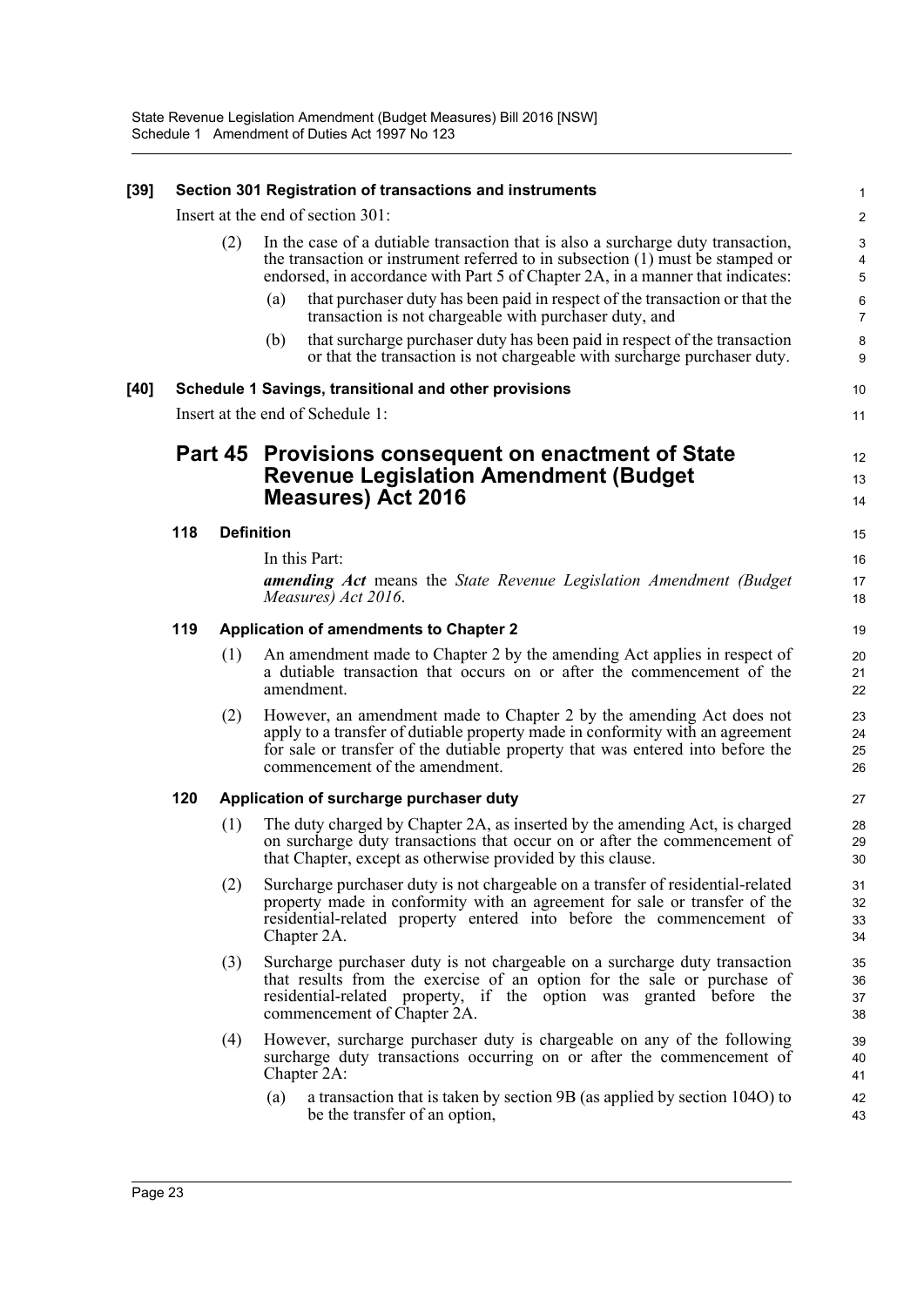**[39] Section 301 Registration of transactions and instruments**

Insert at the end of section 301:

(2) In the case of a dutiable transaction that is also a surcharge duty transaction, the transaction or instrument referred to in subsection (1) must be stamped or endorsed, in accordance with Part 5 of Chapter 2A, in a manner that indicates:

(a) that purchaser duty has been paid in respect of the transaction or that the transaction is not chargeable with purchaser duty, and

(b) that surcharge purchaser duty has been paid in respect of the transaction or that the transaction is not chargeable with surcharge purchaser duty.

**[40] Schedule 1 Savings, transitional and other provisions**

Insert at the end of Schedule 1:

## Part 45 Provisions consequent on enactment of State Revenue Legislation Amendment (Budget Measures) Act 2016

### 118 Definition

In this Part:

***amending Act*** means the *State Revenue Legislation Amendment (Budget Measures) Act 2016*.

### 119 Application of amendments to Chapter 2

(1) An amendment made to Chapter 2 by the amending Act applies in respect of a dutiable transaction that occurs on or after the commencement of the amendment.

(2) However, an amendment made to Chapter 2 by the amending Act does not apply to a transfer of dutiable property made in conformity with an agreement for sale or transfer of the dutiable property that was entered into before the commencement of the amendment.

### 120 Application of surcharge purchaser duty

(1) The duty charged by Chapter 2A, as inserted by the amending Act, is charged on surcharge duty transactions that occur on or after the commencement of that Chapter, except as otherwise provided by this clause.

(2) Surcharge purchaser duty is not chargeable on a transfer of residential-related property made in conformity with an agreement for sale or transfer of the residential-related property entered into before the commencement of Chapter 2A.

(3) Surcharge purchaser duty is not chargeable on a surcharge duty transaction that results from the exercise of an option for the sale or purchase of residential-related property, if the option was granted before the commencement of Chapter 2A.

(4) However, surcharge purchaser duty is chargeable on any of the following surcharge duty transactions occurring on or after the commencement of Chapter 2A:

(a) a transaction that is taken by section 9B (as applied by section 104O) to be the transfer of an option,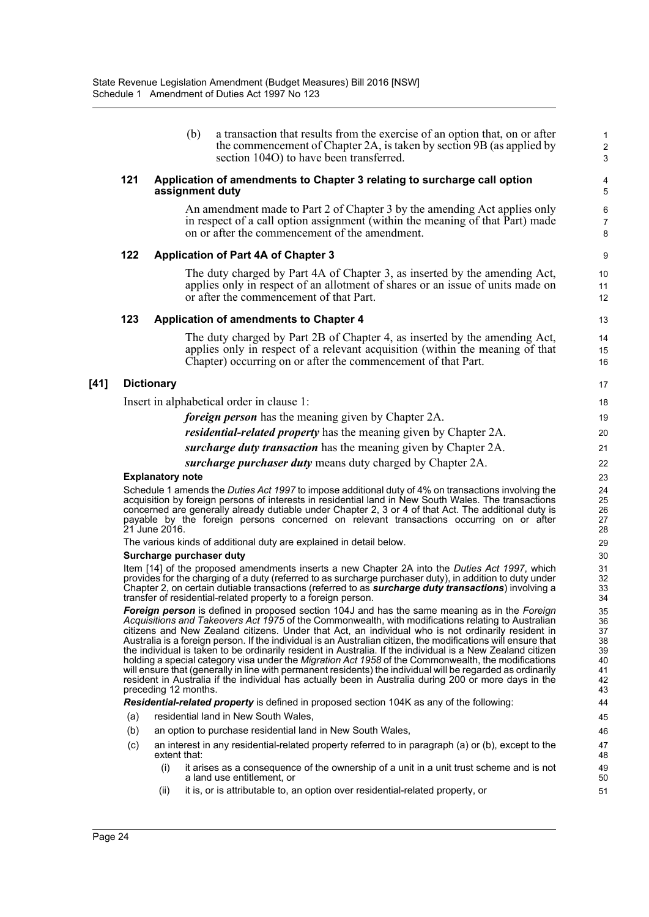(b) a transaction that results from the exercise of an option that, on or after the commencement of Chapter 2A, is taken by section 9B (as applied by section 104O) to have been transferred.

### 121 Application of amendments to Chapter 3 relating to surcharge call option assignment duty

An amendment made to Part 2 of Chapter 3 by the amending Act applies only in respect of a call option assignment (within the meaning of that Part) made on or after the commencement of the amendment.

### 122 Application of Part 4A of Chapter 3

The duty charged by Part 4A of Chapter 3, as inserted by the amending Act, applies only in respect of an allotment of shares or an issue of units made on or after the commencement of that Part.

### 123 Application of amendments to Chapter 4

The duty charged by Part 2B of Chapter 4, as inserted by the amending Act, applies only in respect of a relevant acquisition (within the meaning of that Chapter) occurring on or after the commencement of that Part.

## [41] Dictionary

Insert in alphabetical order in clause 1:

***foreign person*** has the meaning given by Chapter 2A.

***residential-related property*** has the meaning given by Chapter 2A.

***surcharge duty transaction*** has the meaning given by Chapter 2A.

***surcharge purchaser duty*** means duty charged by Chapter 2A.

**Explanatory note**

Schedule 1 amends the *Duties Act 1997* to impose additional duty of 4% on transactions involving the acquisition by foreign persons of interests in residential land in New South Wales. The transactions concerned are generally already dutiable under Chapter 2, 3 or 4 of that Act. The additional duty is payable by the foreign persons concerned on relevant transactions occurring on or after 21 June 2016.

The various kinds of additional duty are explained in detail below.

**Surcharge purchaser duty**

Item [14] of the proposed amendments inserts a new Chapter 2A into the *Duties Act 1997*, which provides for the charging of a duty (referred to as surcharge purchaser duty), in addition to duty under Chapter 2, on certain dutiable transactions (referred to as ***surcharge duty transactions***) involving a transfer of residential-related property to a foreign person.

***Foreign person*** is defined in proposed section 104J and has the same meaning as in the *Foreign Acquisitions and Takeovers Act 1975* of the Commonwealth, with modifications relating to Australian citizens and New Zealand citizens. Under that Act, an individual who is not ordinarily resident in Australia is a foreign person. If the individual is an Australian citizen, the modifications will ensure that the individual is taken to be ordinarily resident in Australia. If the individual is a New Zealand citizen holding a special category visa under the *Migration Act 1958* of the Commonwealth, the modifications will ensure that (generally in line with permanent residents) the individual will be regarded as ordinarily resident in Australia if the individual has actually been in Australia during 200 or more days in the preceding 12 months.

***Residential-related property*** is defined in proposed section 104K as any of the following:

(a) residential land in New South Wales,

(b) an option to purchase residential land in New South Wales,

(c) an interest in any residential-related property referred to in paragraph (a) or (b), except to the extent that:

  (i) it arises as a consequence of the ownership of a unit in a unit trust scheme and is not a land use entitlement, or

  (ii) it is, or is attributable to, an option over residential-related property, or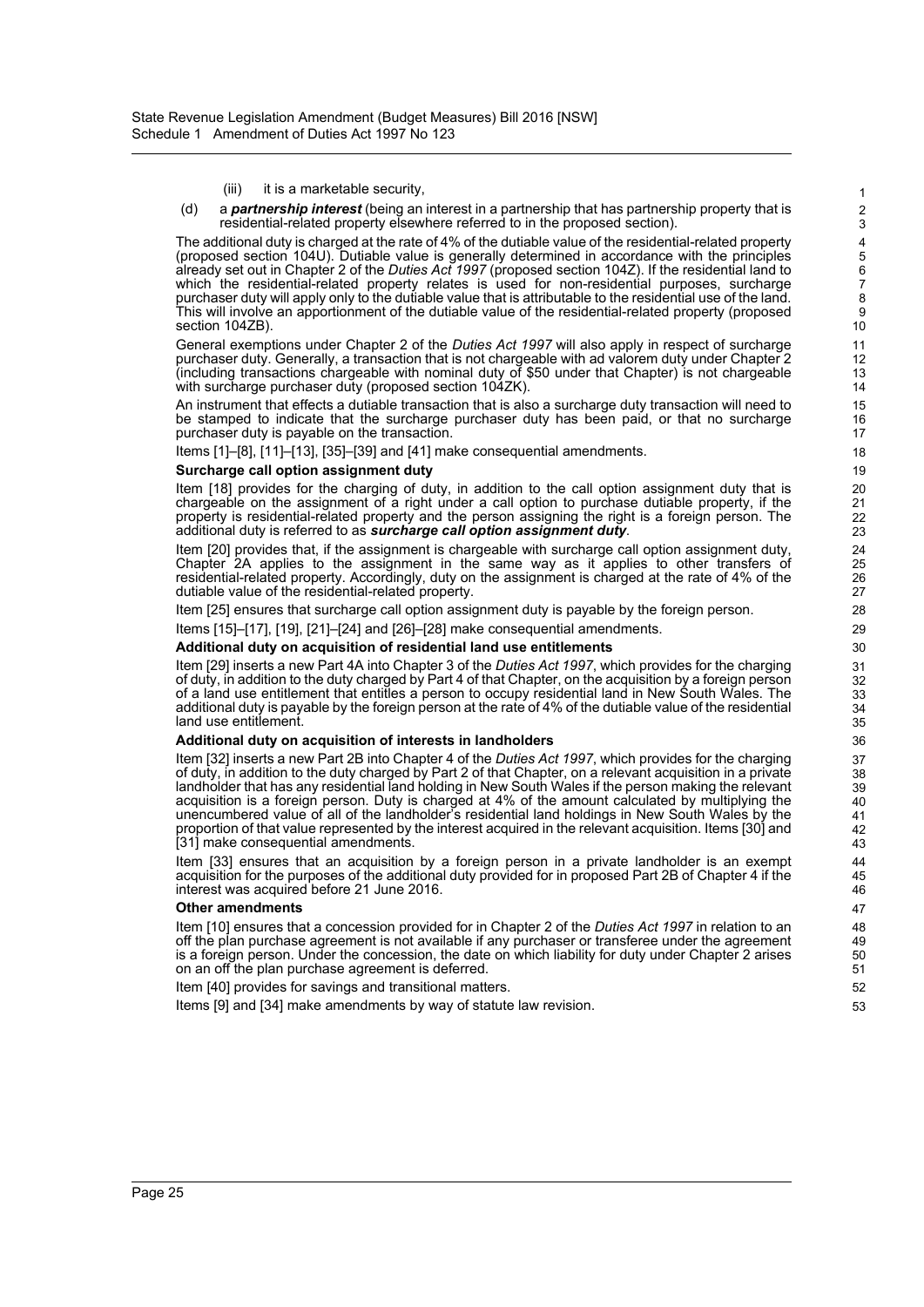(iii) it is a marketable security,

(d) a ***partnership interest*** (being an interest in a partnership that has partnership property that is residential-related property elsewhere referred to in the proposed section).

The additional duty is charged at the rate of 4% of the dutiable value of the residential-related property (proposed section 104U). Dutiable value is generally determined in accordance with the principles already set out in Chapter 2 of the *Duties Act 1997* (proposed section 104Z). If the residential land to which the residential-related property relates is used for non-residential purposes, surcharge purchaser duty will apply only to the dutiable value that is attributable to the residential use of the land. This will involve an apportionment of the dutiable value of the residential-related property (proposed section 104ZB).

General exemptions under Chapter 2 of the *Duties Act 1997* will also apply in respect of surcharge purchaser duty. Generally, a transaction that is not chargeable with ad valorem duty under Chapter 2 (including transactions chargeable with nominal duty of $50 under that Chapter) is not chargeable with surcharge purchaser duty (proposed section 104ZK).

An instrument that effects a dutiable transaction that is also a surcharge duty transaction will need to be stamped to indicate that the surcharge purchaser duty has been paid, or that no surcharge purchaser duty is payable on the transaction.

Items [1]–[8], [11]–[13], [35]–[39] and [41] make consequential amendments.

**Surcharge call option assignment duty**

Item [18] provides for the charging of duty, in addition to the call option assignment duty that is chargeable on the assignment of a right under a call option to purchase dutiable property, if the property is residential-related property and the person assigning the right is a foreign person. The additional duty is referred to as ***surcharge call option assignment duty***.

Item [20] provides that, if the assignment is chargeable with surcharge call option assignment duty, Chapter 2A applies to the assignment in the same way as it applies to other transfers of residential-related property. Accordingly, duty on the assignment is charged at the rate of 4% of the dutiable value of the residential-related property.

Item [25] ensures that surcharge call option assignment duty is payable by the foreign person.

Items [15]–[17], [19], [21]–[24] and [26]–[28] make consequential amendments.

**Additional duty on acquisition of residential land use entitlements**

Item [29] inserts a new Part 4A into Chapter 3 of the *Duties Act 1997*, which provides for the charging of duty, in addition to the duty charged by Part 4 of that Chapter, on the acquisition by a foreign person of a land use entitlement that entitles a person to occupy residential land in New South Wales. The additional duty is payable by the foreign person at the rate of 4% of the dutiable value of the residential land use entitlement.

**Additional duty on acquisition of interests in landholders**

Item [32] inserts a new Part 2B into Chapter 4 of the *Duties Act 1997*, which provides for the charging of duty, in addition to the duty charged by Part 2 of that Chapter, on a relevant acquisition in a private landholder that has any residential land holding in New South Wales if the person making the relevant acquisition is a foreign person. Duty is charged at 4% of the amount calculated by multiplying the unencumbered value of all of the landholder's residential land holdings in New South Wales by the proportion of that value represented by the interest acquired in the relevant acquisition. Items [30] and [31] make consequential amendments.

Item [33] ensures that an acquisition by a foreign person in a private landholder is an exempt acquisition for the purposes of the additional duty provided for in proposed Part 2B of Chapter 4 if the interest was acquired before 21 June 2016.

**Other amendments**

Item [10] ensures that a concession provided for in Chapter 2 of the *Duties Act 1997* in relation to an off the plan purchase agreement is not available if any purchaser or transferee under the agreement is a foreign person. Under the concession, the date on which liability for duty under Chapter 2 arises on an off the plan purchase agreement is deferred.

Item [40] provides for savings and transitional matters.

Items [9] and [34] make amendments by way of statute law revision.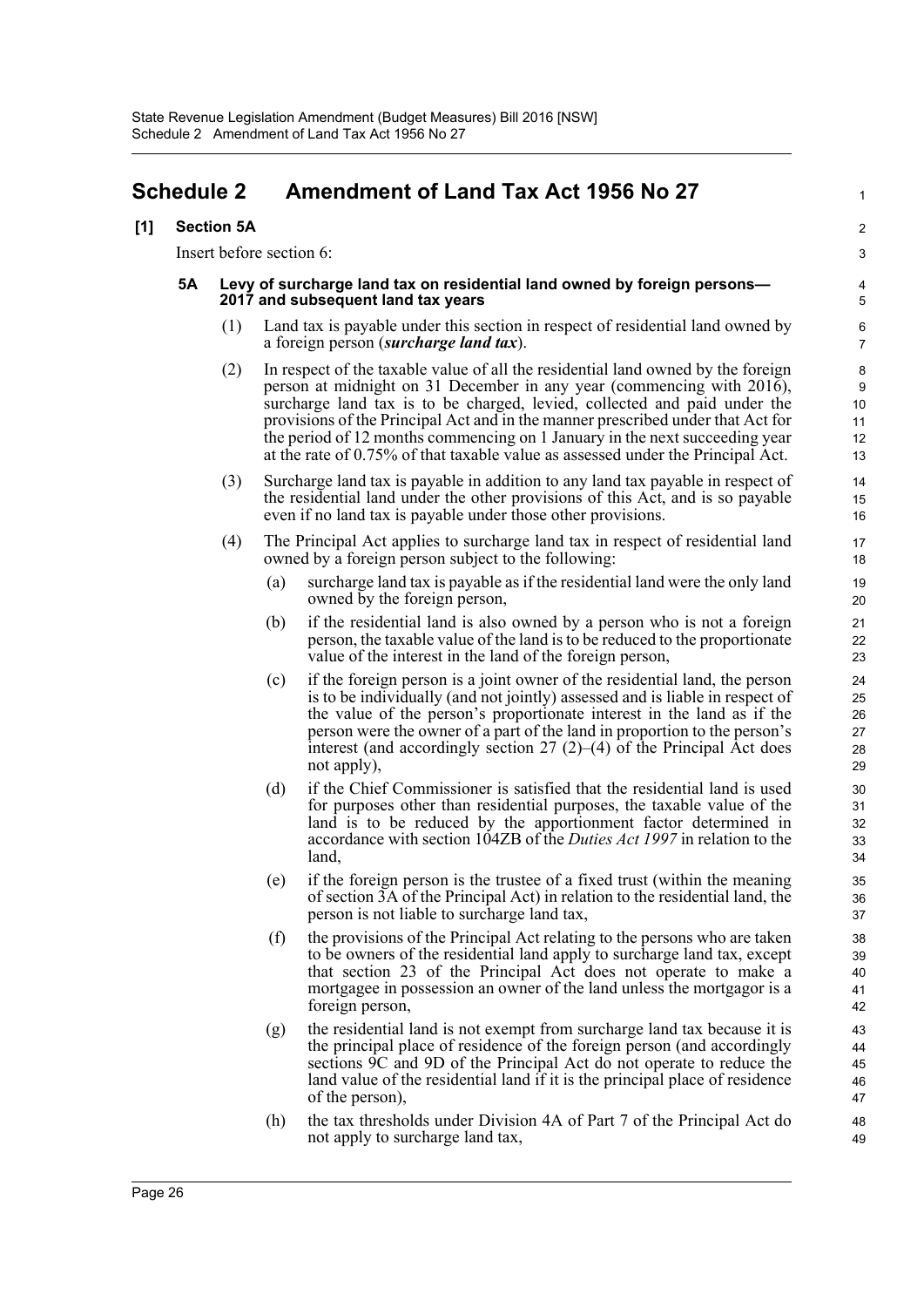# Schedule 2 Amendment of Land Tax Act 1956 No 27

## [1] Section 5A

Insert before section 6:

### 5A Levy of surcharge land tax on residential land owned by foreign persons—2017 and subsequent land tax years

(1) Land tax is payable under this section in respect of residential land owned by a foreign person (***surcharge land tax***).

(2) In respect of the taxable value of all the residential land owned by the foreign person at midnight on 31 December in any year (commencing with 2016), surcharge land tax is to be charged, levied, collected and paid under the provisions of the Principal Act and in the manner prescribed under that Act for the period of 12 months commencing on 1 January in the next succeeding year at the rate of 0.75% of that taxable value as assessed under the Principal Act.

(3) Surcharge land tax is payable in addition to any land tax payable in respect of the residential land under the other provisions of this Act, and is so payable even if no land tax is payable under those other provisions.

(4) The Principal Act applies to surcharge land tax in respect of residential land owned by a foreign person subject to the following:

- (a) surcharge land tax is payable as if the residential land were the only land owned by the foreign person,
- (b) if the residential land is also owned by a person who is not a foreign person, the taxable value of the land is to be reduced to the proportionate value of the interest in the land of the foreign person,
- (c) if the foreign person is a joint owner of the residential land, the person is to be individually (and not jointly) assessed and is liable in respect of the value of the person's proportionate interest in the land as if the person were the owner of a part of the land in proportion to the person's interest (and accordingly section 27 (2)–(4) of the Principal Act does not apply),
- (d) if the Chief Commissioner is satisfied that the residential land is used for purposes other than residential purposes, the taxable value of the land is to be reduced by the apportionment factor determined in accordance with section 104ZB of the *Duties Act 1997* in relation to the land,
- (e) if the foreign person is the trustee of a fixed trust (within the meaning of section 3A of the Principal Act) in relation to the residential land, the person is not liable to surcharge land tax,
- (f) the provisions of the Principal Act relating to the persons who are taken to be owners of the residential land apply to surcharge land tax, except that section 23 of the Principal Act does not operate to make a mortgagee in possession an owner of the land unless the mortgagor is a foreign person,
- (g) the residential land is not exempt from surcharge land tax because it is the principal place of residence of the foreign person (and accordingly sections 9C and 9D of the Principal Act do not operate to reduce the land value of the residential land if it is the principal place of residence of the person),
- (h) the tax thresholds under Division 4A of Part 7 of the Principal Act do not apply to surcharge land tax,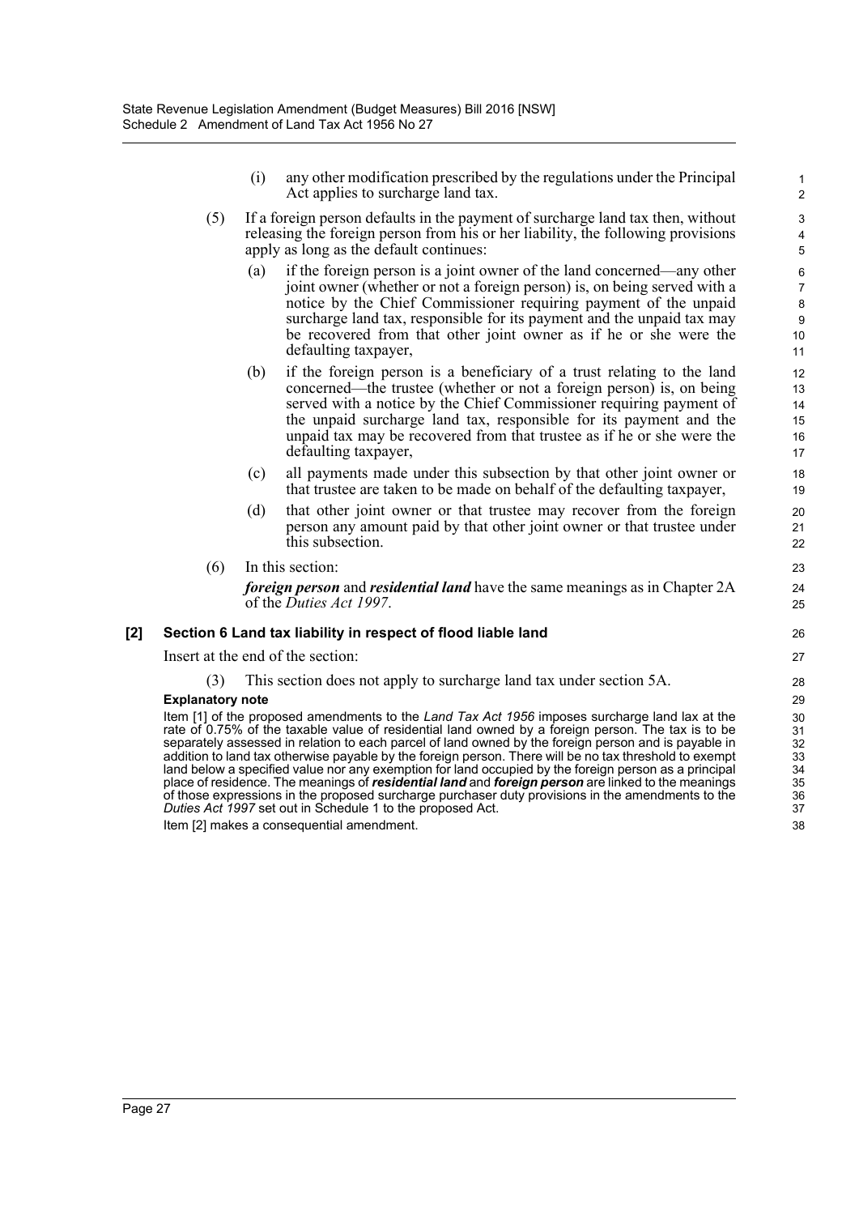(i) any other modification prescribed by the regulations under the Principal Act applies to surcharge land tax.

(5) If a foreign person defaults in the payment of surcharge land tax then, without releasing the foreign person from his or her liability, the following provisions apply as long as the default continues:

(a) if the foreign person is a joint owner of the land concerned—any other joint owner (whether or not a foreign person) is, on being served with a notice by the Chief Commissioner requiring payment of the unpaid surcharge land tax, responsible for its payment and the unpaid tax may be recovered from that other joint owner as if he or she were the defaulting taxpayer,

(b) if the foreign person is a beneficiary of a trust relating to the land concerned—the trustee (whether or not a foreign person) is, on being served with a notice by the Chief Commissioner requiring payment of the unpaid surcharge land tax, responsible for its payment and the unpaid tax may be recovered from that trustee as if he or she were the defaulting taxpayer,

(c) all payments made under this subsection by that other joint owner or that trustee are taken to be made on behalf of the defaulting taxpayer,

(d) that other joint owner or that trustee may recover from the foreign person any amount paid by that other joint owner or that trustee under this subsection.

(6) In this section:

***foreign person*** and ***residential land*** have the same meanings as in Chapter 2A of the *Duties Act 1997*.

**[2] Section 6 Land tax liability in respect of flood liable land**

Insert at the end of the section:

(3) This section does not apply to surcharge land tax under section 5A.

**Explanatory note**

Item [1] of the proposed amendments to the *Land Tax Act 1956* imposes surcharge land lax at the rate of 0.75% of the taxable value of residential land owned by a foreign person. The tax is to be separately assessed in relation to each parcel of land owned by the foreign person and is payable in addition to land tax otherwise payable by the foreign person. There will be no tax threshold to exempt land below a specified value nor any exemption for land occupied by the foreign person as a principal place of residence. The meanings of ***residential land*** and ***foreign person*** are linked to the meanings of those expressions in the proposed surcharge purchaser duty provisions in the amendments to the *Duties Act 1997* set out in Schedule 1 to the proposed Act.

Item [2] makes a consequential amendment.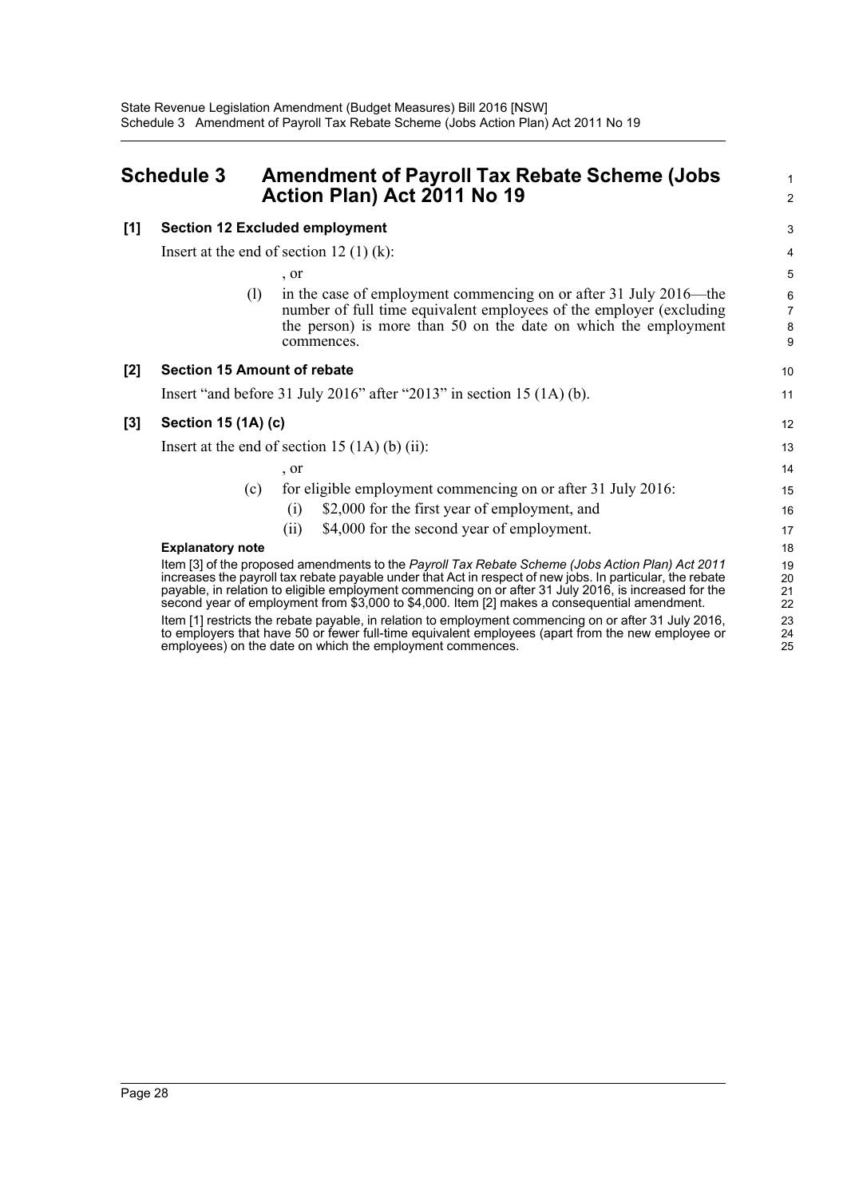## Schedule 3 Amendment of Payroll Tax Rebate Scheme (Jobs Action Plan) Act 2011 No 19

### [1] Section 12 Excluded employment

Insert at the end of section 12 (1) (k):

, or

(l) in the case of employment commencing on or after 31 July 2016—the number of full time equivalent employees of the employer (excluding the person) is more than 50 on the date on which the employment commences.

### [2] Section 15 Amount of rebate

Insert "and before 31 July 2016" after "2013" in section 15 (1A) (b).

### [3] Section 15 (1A) (c)

Insert at the end of section 15 (1A) (b) (ii):

, or

(c) for eligible employment commencing on or after 31 July 2016:

(i) \$2,000 for the first year of employment, and

(ii) \$4,000 for the second year of employment.

**Explanatory note**

Item [3] of the proposed amendments to the *Payroll Tax Rebate Scheme (Jobs Action Plan) Act 2011* increases the payroll tax rebate payable under that Act in respect of new jobs. In particular, the rebate payable, in relation to eligible employment commencing on or after 31 July 2016, is increased for the second year of employment from \$3,000 to \$4,000. Item [2] makes a consequential amendment.

Item [1] restricts the rebate payable, in relation to employment commencing on or after 31 July 2016, to employers that have 50 or fewer full-time equivalent employees (apart from the new employee or employees) on the date on which the employment commences.